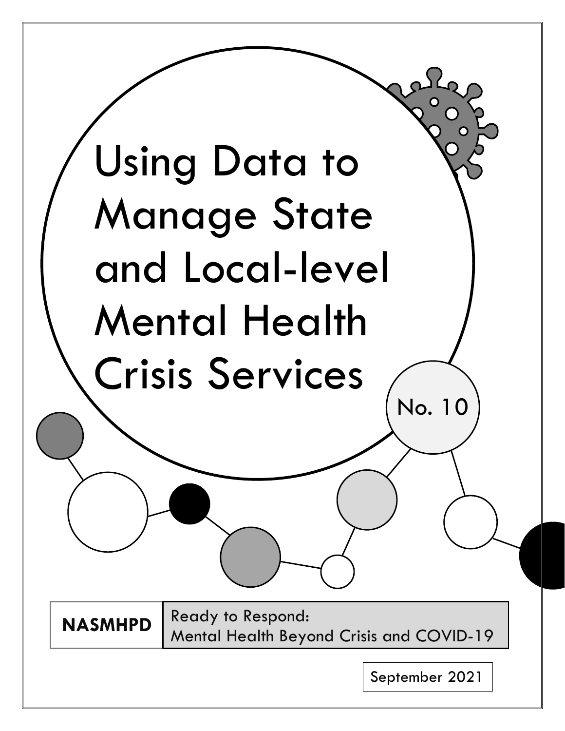# Using Data to Manage State and Local-level Mental Health Crisis Services

No. 10

**NASMHPD**

Ready to Respond:
Mental Health Beyond Crisis and COVID-19

September 2021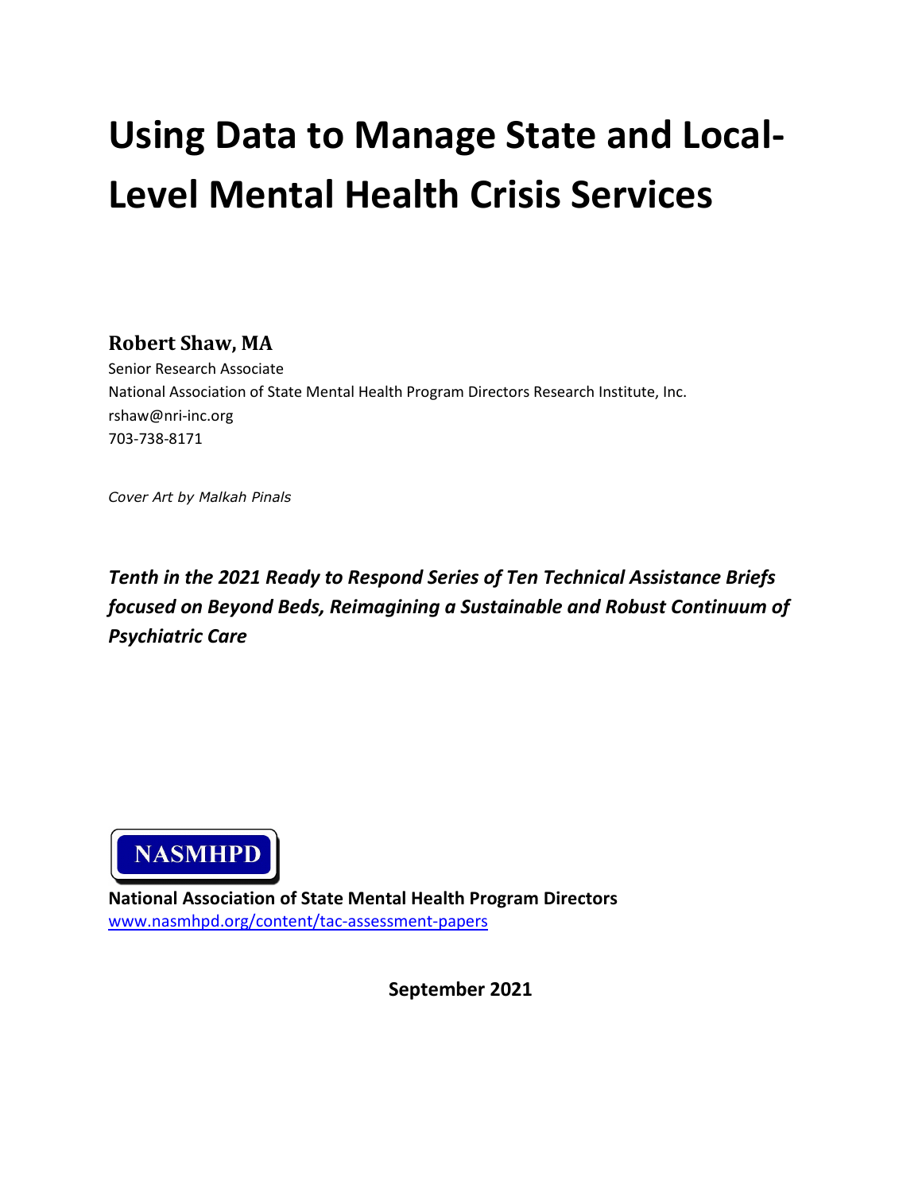# Using Data to Manage State and Local-Level Mental Health Crisis Services

**Robert Shaw, MA**

Senior Research Associate
National Association of State Mental Health Program Directors Research Institute, Inc.
rshaw@nri-inc.org
703-738-8171

*Cover Art by Malkah Pinals*

***Tenth in the 2021 Ready to Respond Series of Ten Technical Assistance Briefs focused on Beyond Beds, Reimagining a Sustainable and Robust Continuum of Psychiatric Care***

NASMHPD

**National Association of State Mental Health Program Directors**
www.nasmhpd.org/content/tac-assessment-papers

**September 2021**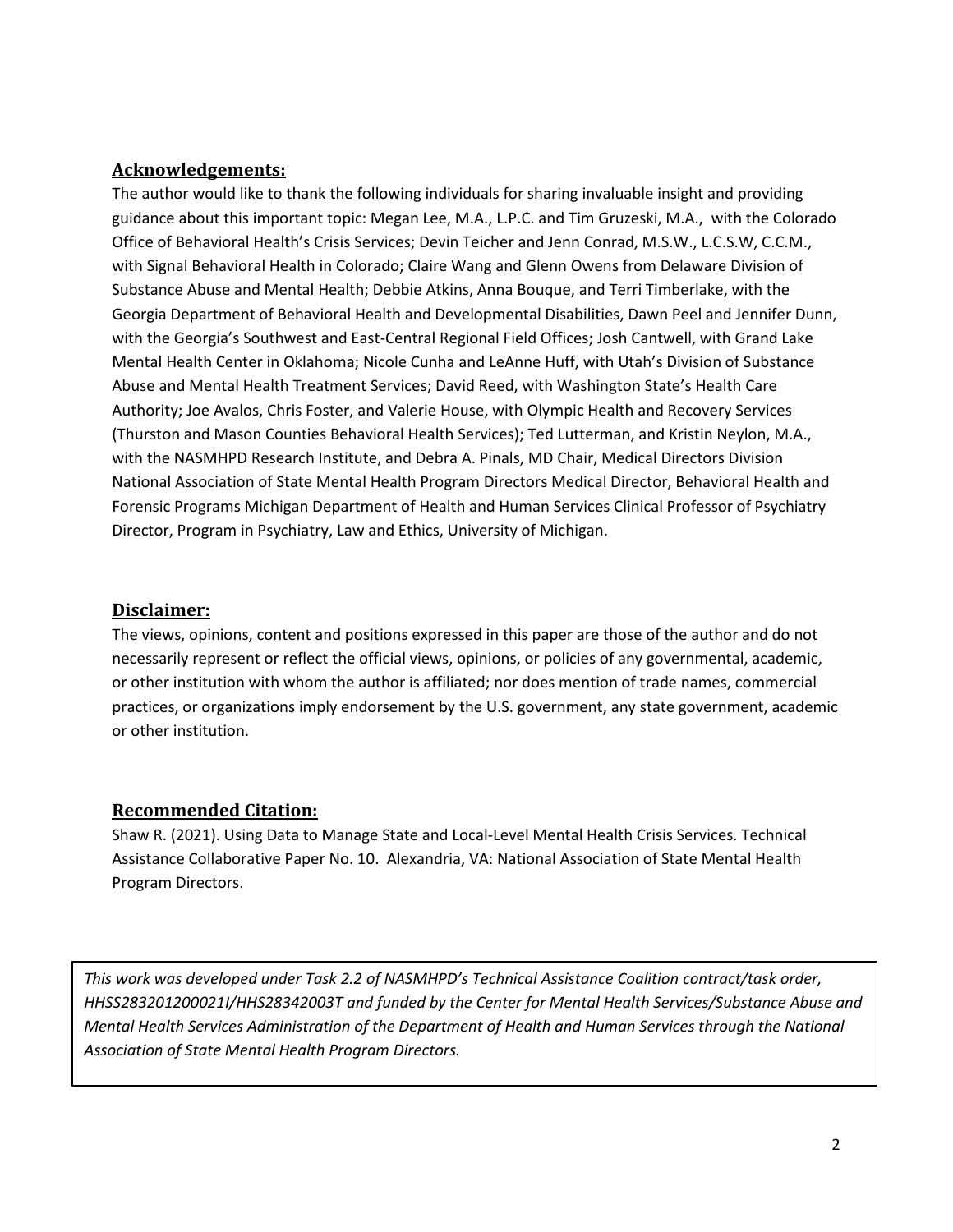## Acknowledgements:

The author would like to thank the following individuals for sharing invaluable insight and providing guidance about this important topic: Megan Lee, M.A., L.P.C. and Tim Gruzeski, M.A., with the Colorado Office of Behavioral Health's Crisis Services; Devin Teicher and Jenn Conrad, M.S.W., L.C.S.W, C.C.M., with Signal Behavioral Health in Colorado; Claire Wang and Glenn Owens from Delaware Division of Substance Abuse and Mental Health; Debbie Atkins, Anna Bouque, and Terri Timberlake, with the Georgia Department of Behavioral Health and Developmental Disabilities, Dawn Peel and Jennifer Dunn, with the Georgia's Southwest and East-Central Regional Field Offices; Josh Cantwell, with Grand Lake Mental Health Center in Oklahoma; Nicole Cunha and LeAnne Huff, with Utah's Division of Substance Abuse and Mental Health Treatment Services; David Reed, with Washington State's Health Care Authority; Joe Avalos, Chris Foster, and Valerie House, with Olympic Health and Recovery Services (Thurston and Mason Counties Behavioral Health Services); Ted Lutterman, and Kristin Neylon, M.A., with the NASMHPD Research Institute, and Debra A. Pinals, MD Chair, Medical Directors Division National Association of State Mental Health Program Directors Medical Director, Behavioral Health and Forensic Programs Michigan Department of Health and Human Services Clinical Professor of Psychiatry Director, Program in Psychiatry, Law and Ethics, University of Michigan.

## Disclaimer:

The views, opinions, content and positions expressed in this paper are those of the author and do not necessarily represent or reflect the official views, opinions, or policies of any governmental, academic, or other institution with whom the author is affiliated; nor does mention of trade names, commercial practices, or organizations imply endorsement by the U.S. government, any state government, academic or other institution.

## Recommended Citation:

Shaw R. (2021). Using Data to Manage State and Local-Level Mental Health Crisis Services. Technical Assistance Collaborative Paper No. 10. Alexandria, VA: National Association of State Mental Health Program Directors.

*This work was developed under Task 2.2 of NASMHPD's Technical Assistance Coalition contract/task order, HHSS283201200021I/HHS28342003T and funded by the Center for Mental Health Services/Substance Abuse and Mental Health Services Administration of the Department of Health and Human Services through the National Association of State Mental Health Program Directors.*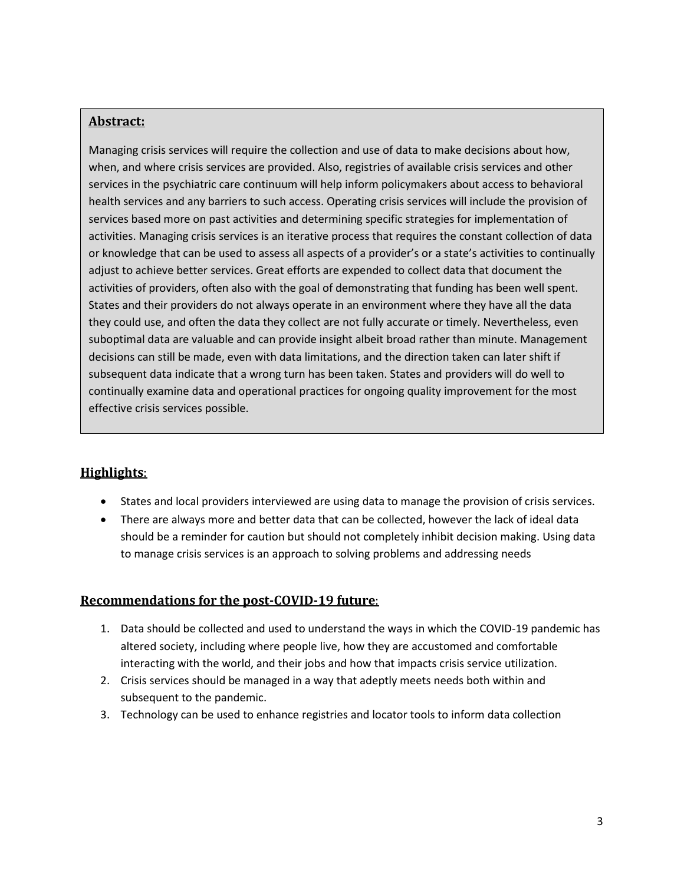**Abstract:**

Managing crisis services will require the collection and use of data to make decisions about how, when, and where crisis services are provided. Also, registries of available crisis services and other services in the psychiatric care continuum will help inform policymakers about access to behavioral health services and any barriers to such access. Operating crisis services will include the provision of services based more on past activities and determining specific strategies for implementation of activities. Managing crisis services is an iterative process that requires the constant collection of data or knowledge that can be used to assess all aspects of a provider's or a state's activities to continually adjust to achieve better services. Great efforts are expended to collect data that document the activities of providers, often also with the goal of demonstrating that funding has been well spent. States and their providers do not always operate in an environment where they have all the data they could use, and often the data they collect are not fully accurate or timely. Nevertheless, even suboptimal data are valuable and can provide insight albeit broad rather than minute. Management decisions can still be made, even with data limitations, and the direction taken can later shift if subsequent data indicate that a wrong turn has been taken. States and providers will do well to continually examine data and operational practices for ongoing quality improvement for the most effective crisis services possible.

## Highlights:

- States and local providers interviewed are using data to manage the provision of crisis services.
- There are always more and better data that can be collected, however the lack of ideal data should be a reminder for caution but should not completely inhibit decision making. Using data to manage crisis services is an approach to solving problems and addressing needs

## Recommendations for the post-COVID-19 future:

1. Data should be collected and used to understand the ways in which the COVID-19 pandemic has altered society, including where people live, how they are accustomed and comfortable interacting with the world, and their jobs and how that impacts crisis service utilization.
2. Crisis services should be managed in a way that adeptly meets needs both within and subsequent to the pandemic.
3. Technology can be used to enhance registries and locator tools to inform data collection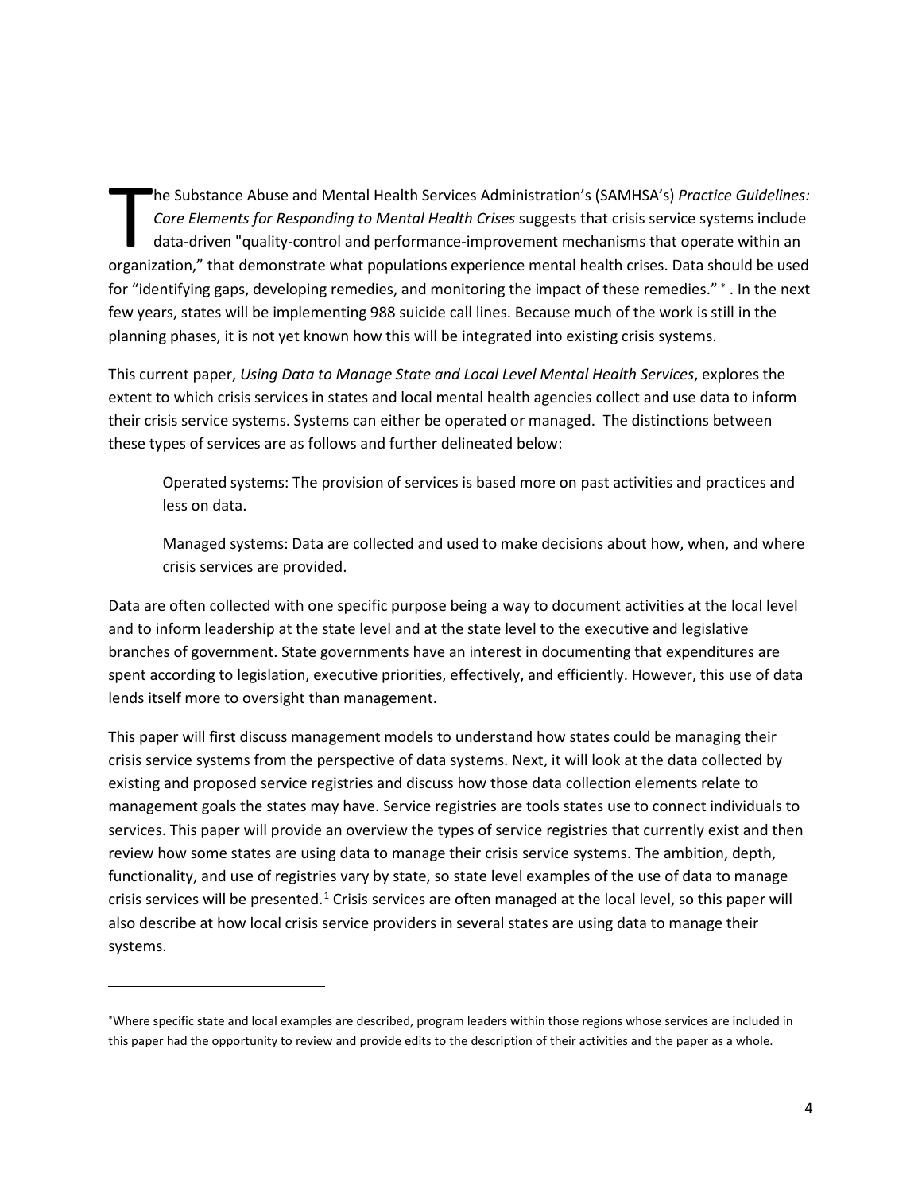The Substance Abuse and Mental Health Services Administration's (SAMHSA's) *Practice Guidelines: Core Elements for Responding to Mental Health Crises* suggests that crisis service systems include data-driven "quality-control and performance-improvement mechanisms that operate within an organization," that demonstrate what populations experience mental health crises. Data should be used for "identifying gaps, developing remedies, and monitoring the impact of these remedies." [*] . In the next few years, states will be implementing 988 suicide call lines. Because much of the work is still in the planning phases, it is not yet known how this will be integrated into existing crisis systems.

This current paper, *Using Data to Manage State and Local Level Mental Health Services*, explores the extent to which crisis services in states and local mental health agencies collect and use data to inform their crisis service systems. Systems can either be operated or managed. The distinctions between these types of services are as follows and further delineated below:

> Operated systems: The provision of services is based more on past activities and practices and less on data.
>
> Managed systems: Data are collected and used to make decisions about how, when, and where crisis services are provided.

Data are often collected with one specific purpose being a way to document activities at the local level and to inform leadership at the state level and at the state level to the executive and legislative branches of government. State governments have an interest in documenting that expenditures are spent according to legislation, executive priorities, effectively, and efficiently. However, this use of data lends itself more to oversight than management.

This paper will first discuss management models to understand how states could be managing their crisis service systems from the perspective of data systems. Next, it will look at the data collected by existing and proposed service registries and discuss how those data collection elements relate to management goals the states may have. Service registries are tools states use to connect individuals to services. This paper will provide an overview the types of service registries that currently exist and then review how some states are using data to manage their crisis service systems. The ambition, depth, functionality, and use of registries vary by state, so state level examples of the use of data to manage crisis services will be presented.[1] Crisis services are often managed at the local level, so this paper will also describe at how local crisis service providers in several states are using data to manage their systems.

---

[*]Where specific state and local examples are described, program leaders within those regions whose services are included in this paper had the opportunity to review and provide edits to the description of their activities and the paper as a whole.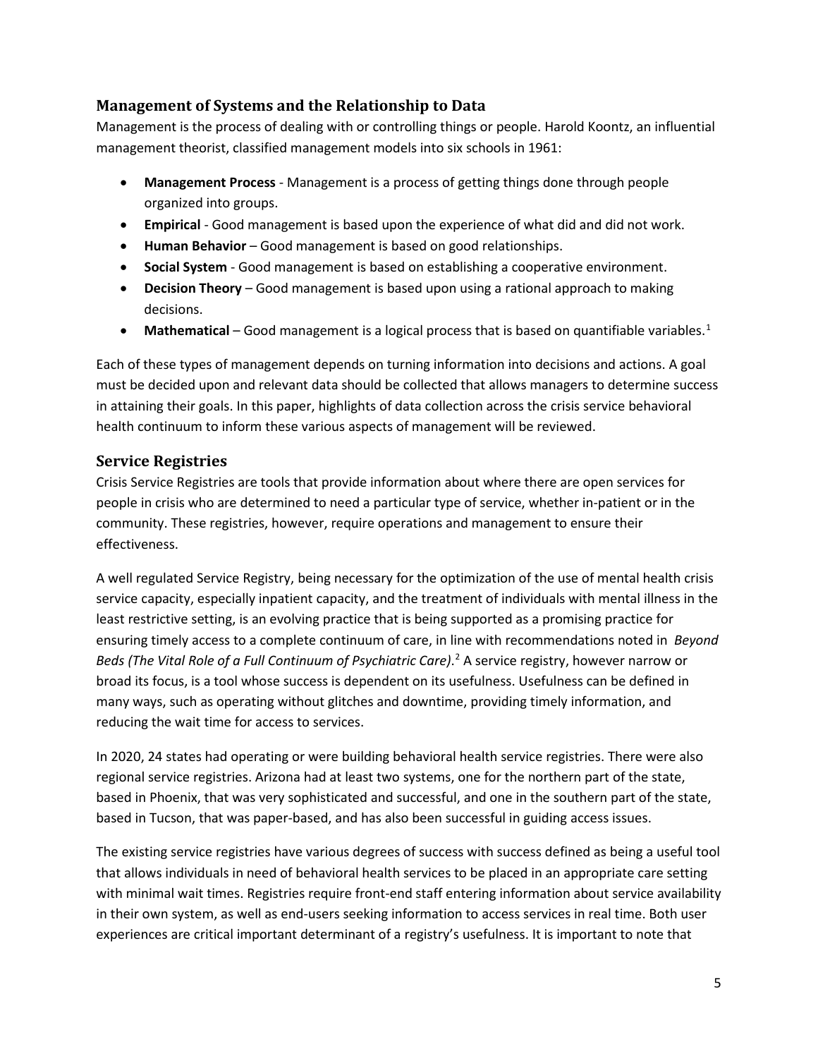## Management of Systems and the Relationship to Data

Management is the process of dealing with or controlling things or people. Harold Koontz, an influential management theorist, classified management models into six schools in 1961:

- **Management Process** - Management is a process of getting things done through people organized into groups.
- **Empirical** - Good management is based upon the experience of what did and did not work.
- **Human Behavior** – Good management is based on good relationships.
- **Social System** - Good management is based on establishing a cooperative environment.
- **Decision Theory** – Good management is based upon using a rational approach to making decisions.
- **Mathematical** – Good management is a logical process that is based on quantifiable variables.[1]

Each of these types of management depends on turning information into decisions and actions. A goal must be decided upon and relevant data should be collected that allows managers to determine success in attaining their goals. In this paper, highlights of data collection across the crisis service behavioral health continuum to inform these various aspects of management will be reviewed.

## Service Registries

Crisis Service Registries are tools that provide information about where there are open services for people in crisis who are determined to need a particular type of service, whether in-patient or in the community. These registries, however, require operations and management to ensure their effectiveness.

A well regulated Service Registry, being necessary for the optimization of the use of mental health crisis service capacity, especially inpatient capacity, and the treatment of individuals with mental illness in the least restrictive setting, is an evolving practice that is being supported as a promising practice for ensuring timely access to a complete continuum of care, in line with recommendations noted in *Beyond Beds (The Vital Role of a Full Continuum of Psychiatric Care)*.[2] A service registry, however narrow or broad its focus, is a tool whose success is dependent on its usefulness. Usefulness can be defined in many ways, such as operating without glitches and downtime, providing timely information, and reducing the wait time for access to services.

In 2020, 24 states had operating or were building behavioral health service registries. There were also regional service registries. Arizona had at least two systems, one for the northern part of the state, based in Phoenix, that was very sophisticated and successful, and one in the southern part of the state, based in Tucson, that was paper-based, and has also been successful in guiding access issues.

The existing service registries have various degrees of success with success defined as being a useful tool that allows individuals in need of behavioral health services to be placed in an appropriate care setting with minimal wait times. Registries require front-end staff entering information about service availability in their own system, as well as end-users seeking information to access services in real time. Both user experiences are critical important determinant of a registry's usefulness. It is important to note that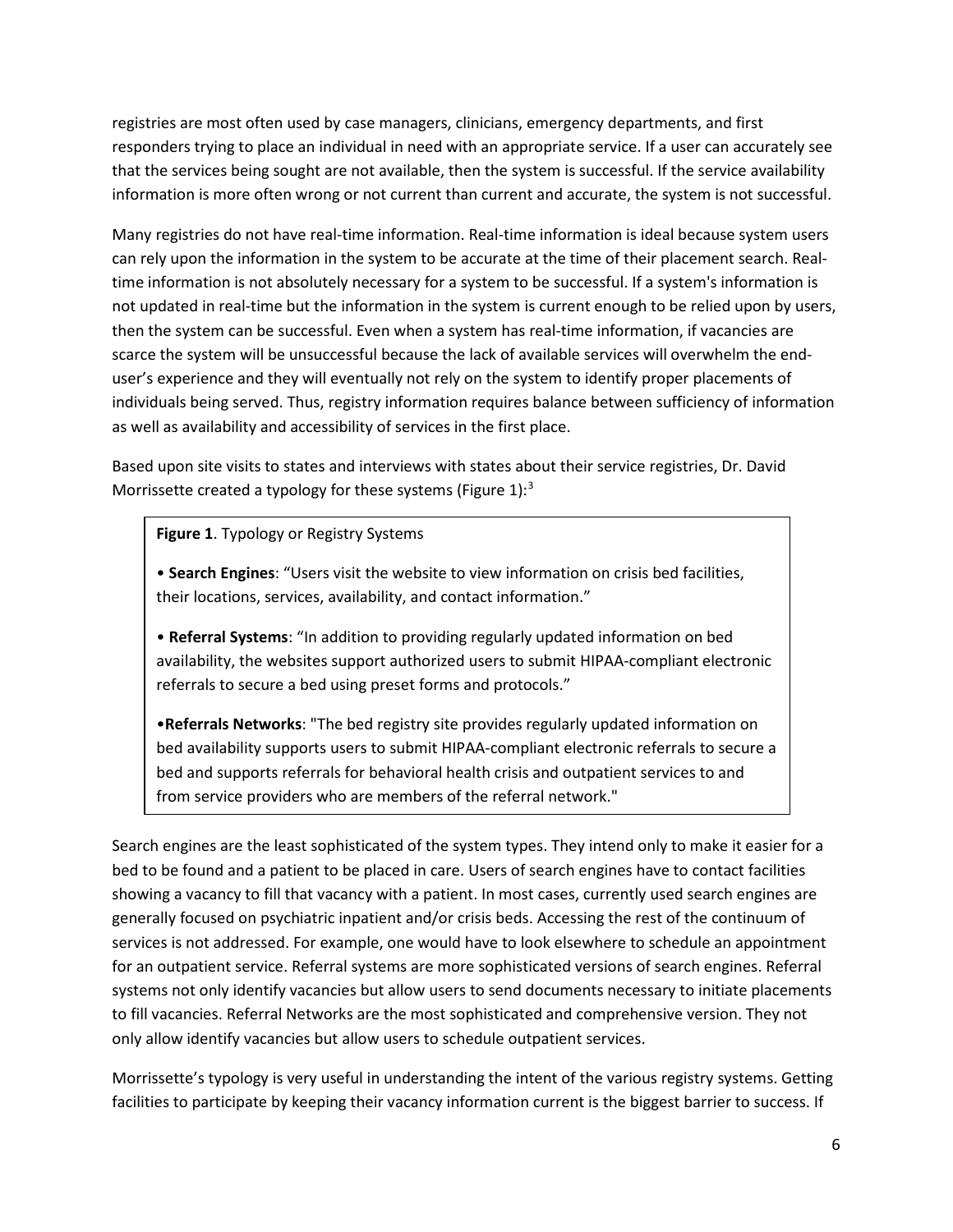registries are most often used by case managers, clinicians, emergency departments, and first responders trying to place an individual in need with an appropriate service. If a user can accurately see that the services being sought are not available, then the system is successful. If the service availability information is more often wrong or not current than current and accurate, the system is not successful.

Many registries do not have real-time information. Real-time information is ideal because system users can rely upon the information in the system to be accurate at the time of their placement search. Real-time information is not absolutely necessary for a system to be successful. If a system's information is not updated in real-time but the information in the system is current enough to be relied upon by users, then the system can be successful. Even when a system has real-time information, if vacancies are scarce the system will be unsuccessful because the lack of available services will overwhelm the end-user's experience and they will eventually not rely on the system to identify proper placements of individuals being served. Thus, registry information requires balance between sufficiency of information as well as availability and accessibility of services in the first place.

Based upon site visits to states and interviews with states about their service registries, Dr. David Morrissette created a typology for these systems (Figure 1):[3]

> **Figure 1**. Typology or Registry Systems
>
> • **Search Engines**: "Users visit the website to view information on crisis bed facilities, their locations, services, availability, and contact information."
>
> • **Referral Systems**: "In addition to providing regularly updated information on bed availability, the websites support authorized users to submit HIPAA-compliant electronic referrals to secure a bed using preset forms and protocols."
>
> •**Referrals Networks**: "The bed registry site provides regularly updated information on bed availability supports users to submit HIPAA-compliant electronic referrals to secure a bed and supports referrals for behavioral health crisis and outpatient services to and from service providers who are members of the referral network."

Search engines are the least sophisticated of the system types. They intend only to make it easier for a bed to be found and a patient to be placed in care. Users of search engines have to contact facilities showing a vacancy to fill that vacancy with a patient. In most cases, currently used search engines are generally focused on psychiatric inpatient and/or crisis beds. Accessing the rest of the continuum of services is not addressed. For example, one would have to look elsewhere to schedule an appointment for an outpatient service. Referral systems are more sophisticated versions of search engines. Referral systems not only identify vacancies but allow users to send documents necessary to initiate placements to fill vacancies. Referral Networks are the most sophisticated and comprehensive version. They not only allow identify vacancies but allow users to schedule outpatient services.

Morrissette's typology is very useful in understanding the intent of the various registry systems. Getting facilities to participate by keeping their vacancy information current is the biggest barrier to success. If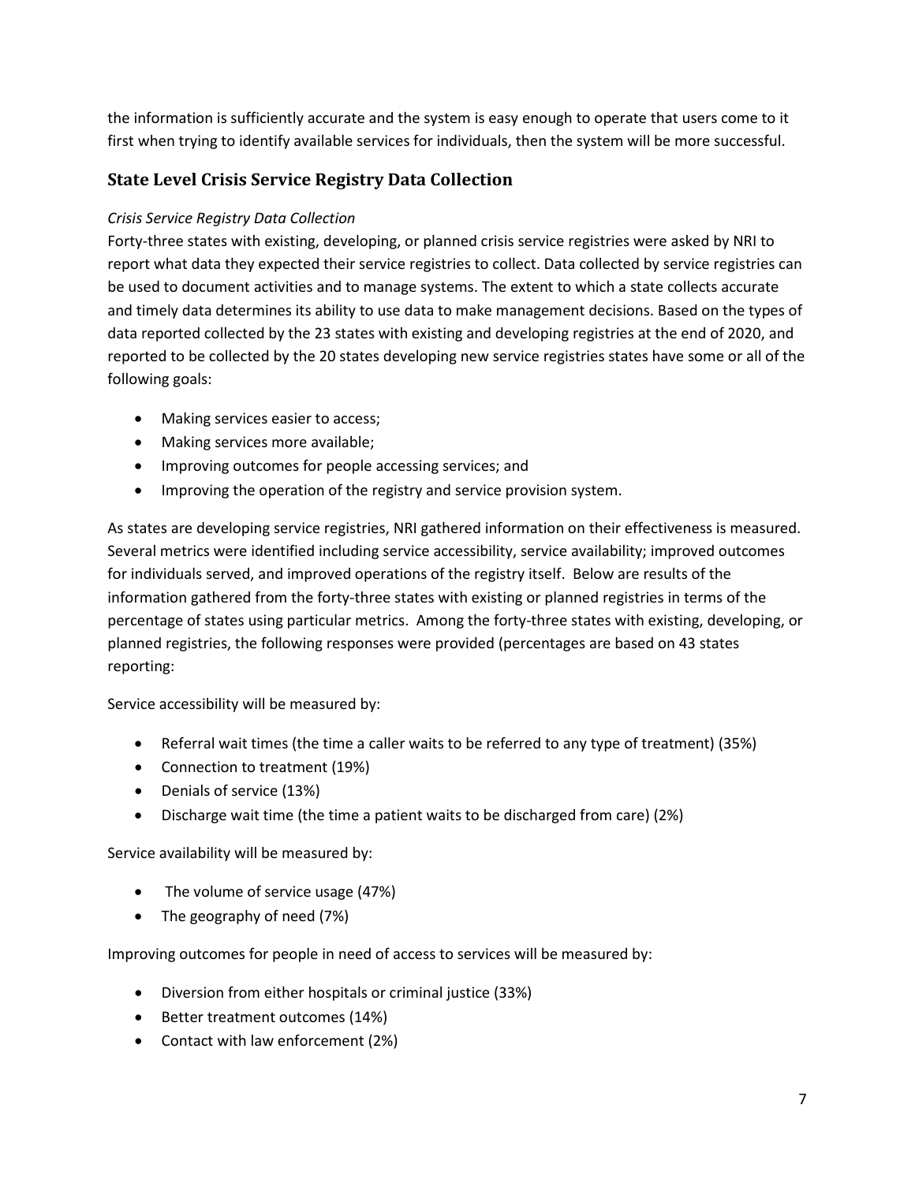the information is sufficiently accurate and the system is easy enough to operate that users come to it first when trying to identify available services for individuals, then the system will be more successful.

## State Level Crisis Service Registry Data Collection

*Crisis Service Registry Data Collection*

Forty-three states with existing, developing, or planned crisis service registries were asked by NRI to report what data they expected their service registries to collect. Data collected by service registries can be used to document activities and to manage systems. The extent to which a state collects accurate and timely data determines its ability to use data to make management decisions. Based on the types of data reported collected by the 23 states with existing and developing registries at the end of 2020, and reported to be collected by the 20 states developing new service registries states have some or all of the following goals:

- Making services easier to access;
- Making services more available;
- Improving outcomes for people accessing services; and
- Improving the operation of the registry and service provision system.

As states are developing service registries, NRI gathered information on their effectiveness is measured. Several metrics were identified including service accessibility, service availability; improved outcomes for individuals served, and improved operations of the registry itself. Below are results of the information gathered from the forty-three states with existing or planned registries in terms of the percentage of states using particular metrics. Among the forty-three states with existing, developing, or planned registries, the following responses were provided (percentages are based on 43 states reporting:

Service accessibility will be measured by:

- Referral wait times (the time a caller waits to be referred to any type of treatment) (35%)
- Connection to treatment (19%)
- Denials of service (13%)
- Discharge wait time (the time a patient waits to be discharged from care) (2%)

Service availability will be measured by:

- The volume of service usage (47%)
- The geography of need (7%)

Improving outcomes for people in need of access to services will be measured by:

- Diversion from either hospitals or criminal justice (33%)
- Better treatment outcomes (14%)
- Contact with law enforcement (2%)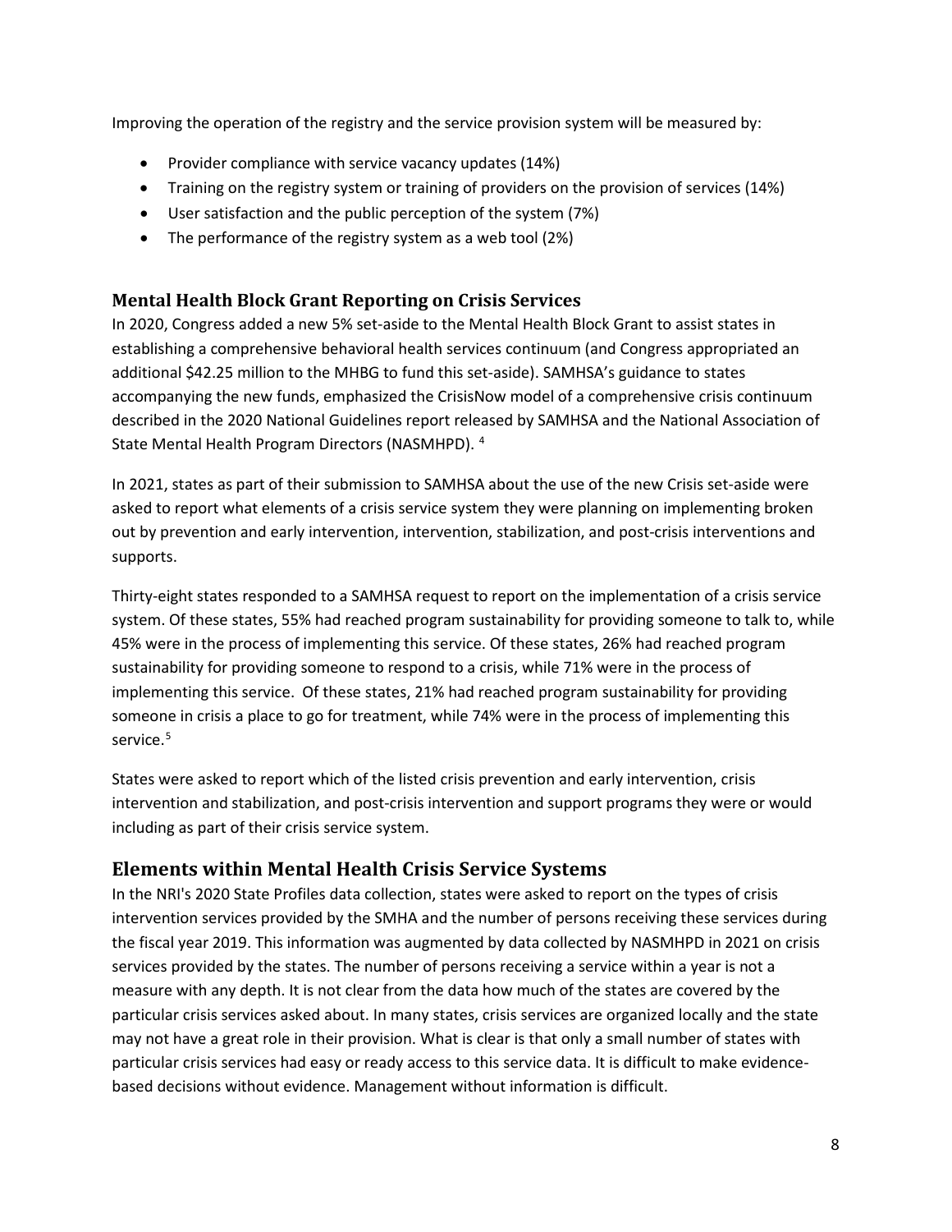Improving the operation of the registry and the service provision system will be measured by:

- Provider compliance with service vacancy updates (14%)
- Training on the registry system or training of providers on the provision of services (14%)
- User satisfaction and the public perception of the system (7%)
- The performance of the registry system as a web tool (2%)

### Mental Health Block Grant Reporting on Crisis Services

In 2020, Congress added a new 5% set-aside to the Mental Health Block Grant to assist states in establishing a comprehensive behavioral health services continuum (and Congress appropriated an additional $42.25 million to the MHBG to fund this set-aside). SAMHSA's guidance to states accompanying the new funds, emphasized the CrisisNow model of a comprehensive crisis continuum described in the 2020 National Guidelines report released by SAMHSA and the National Association of State Mental Health Program Directors (NASMHPD). [4]

In 2021, states as part of their submission to SAMHSA about the use of the new Crisis set-aside were asked to report what elements of a crisis service system they were planning on implementing broken out by prevention and early intervention, intervention, stabilization, and post-crisis interventions and supports.

Thirty-eight states responded to a SAMHSA request to report on the implementation of a crisis service system. Of these states, 55% had reached program sustainability for providing someone to talk to, while 45% were in the process of implementing this service. Of these states, 26% had reached program sustainability for providing someone to respond to a crisis, while 71% were in the process of implementing this service. Of these states, 21% had reached program sustainability for providing someone in crisis a place to go for treatment, while 74% were in the process of implementing this service.[5]

States were asked to report which of the listed crisis prevention and early intervention, crisis intervention and stabilization, and post-crisis intervention and support programs they were or would including as part of their crisis service system.

## Elements within Mental Health Crisis Service Systems

In the NRI's 2020 State Profiles data collection, states were asked to report on the types of crisis intervention services provided by the SMHA and the number of persons receiving these services during the fiscal year 2019. This information was augmented by data collected by NASMHPD in 2021 on crisis services provided by the states. The number of persons receiving a service within a year is not a measure with any depth. It is not clear from the data how much of the states are covered by the particular crisis services asked about. In many states, crisis services are organized locally and the state may not have a great role in their provision. What is clear is that only a small number of states with particular crisis services had easy or ready access to this service data. It is difficult to make evidence-based decisions without evidence. Management without information is difficult.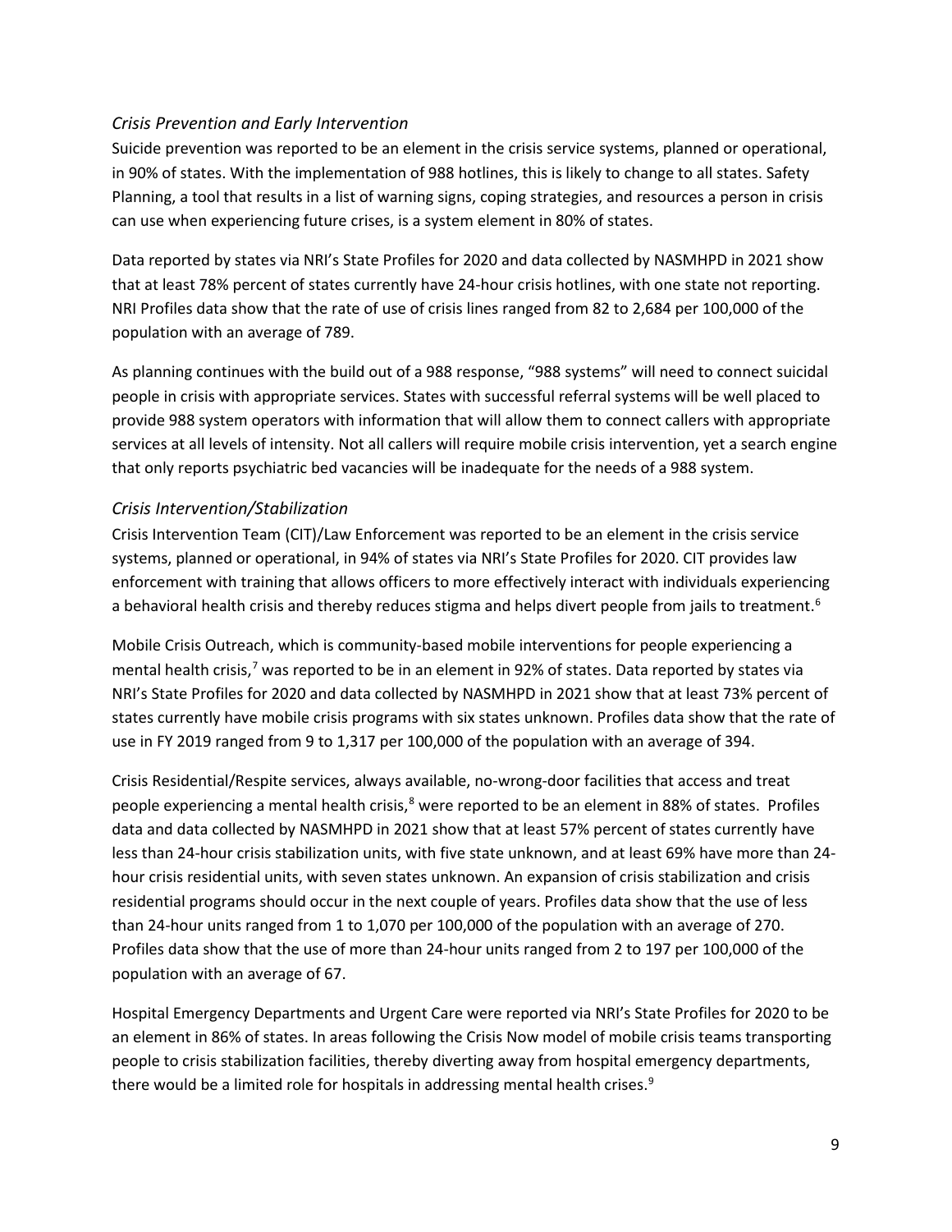### *Crisis Prevention and Early Intervention*

Suicide prevention was reported to be an element in the crisis service systems, planned or operational, in 90% of states. With the implementation of 988 hotlines, this is likely to change to all states. Safety Planning, a tool that results in a list of warning signs, coping strategies, and resources a person in crisis can use when experiencing future crises, is a system element in 80% of states.

Data reported by states via NRI's State Profiles for 2020 and data collected by NASMHPD in 2021 show that at least 78% percent of states currently have 24-hour crisis hotlines, with one state not reporting. NRI Profiles data show that the rate of use of crisis lines ranged from 82 to 2,684 per 100,000 of the population with an average of 789.

As planning continues with the build out of a 988 response, "988 systems" will need to connect suicidal people in crisis with appropriate services. States with successful referral systems will be well placed to provide 988 system operators with information that will allow them to connect callers with appropriate services at all levels of intensity. Not all callers will require mobile crisis intervention, yet a search engine that only reports psychiatric bed vacancies will be inadequate for the needs of a 988 system.

### *Crisis Intervention/Stabilization*

Crisis Intervention Team (CIT)/Law Enforcement was reported to be an element in the crisis service systems, planned or operational, in 94% of states via NRI's State Profiles for 2020. CIT provides law enforcement with training that allows officers to more effectively interact with individuals experiencing a behavioral health crisis and thereby reduces stigma and helps divert people from jails to treatment.[6]

Mobile Crisis Outreach, which is community-based mobile interventions for people experiencing a mental health crisis,[7] was reported to be in an element in 92% of states. Data reported by states via NRI's State Profiles for 2020 and data collected by NASMHPD in 2021 show that at least 73% percent of states currently have mobile crisis programs with six states unknown. Profiles data show that the rate of use in FY 2019 ranged from 9 to 1,317 per 100,000 of the population with an average of 394.

Crisis Residential/Respite services, always available, no-wrong-door facilities that access and treat people experiencing a mental health crisis,[8] were reported to be an element in 88% of states. Profiles data and data collected by NASMHPD in 2021 show that at least 57% percent of states currently have less than 24-hour crisis stabilization units, with five state unknown, and at least 69% have more than 24-hour crisis residential units, with seven states unknown. An expansion of crisis stabilization and crisis residential programs should occur in the next couple of years. Profiles data show that the use of less than 24-hour units ranged from 1 to 1,070 per 100,000 of the population with an average of 270. Profiles data show that the use of more than 24-hour units ranged from 2 to 197 per 100,000 of the population with an average of 67.

Hospital Emergency Departments and Urgent Care were reported via NRI's State Profiles for 2020 to be an element in 86% of states. In areas following the Crisis Now model of mobile crisis teams transporting people to crisis stabilization facilities, thereby diverting away from hospital emergency departments, there would be a limited role for hospitals in addressing mental health crises.[9]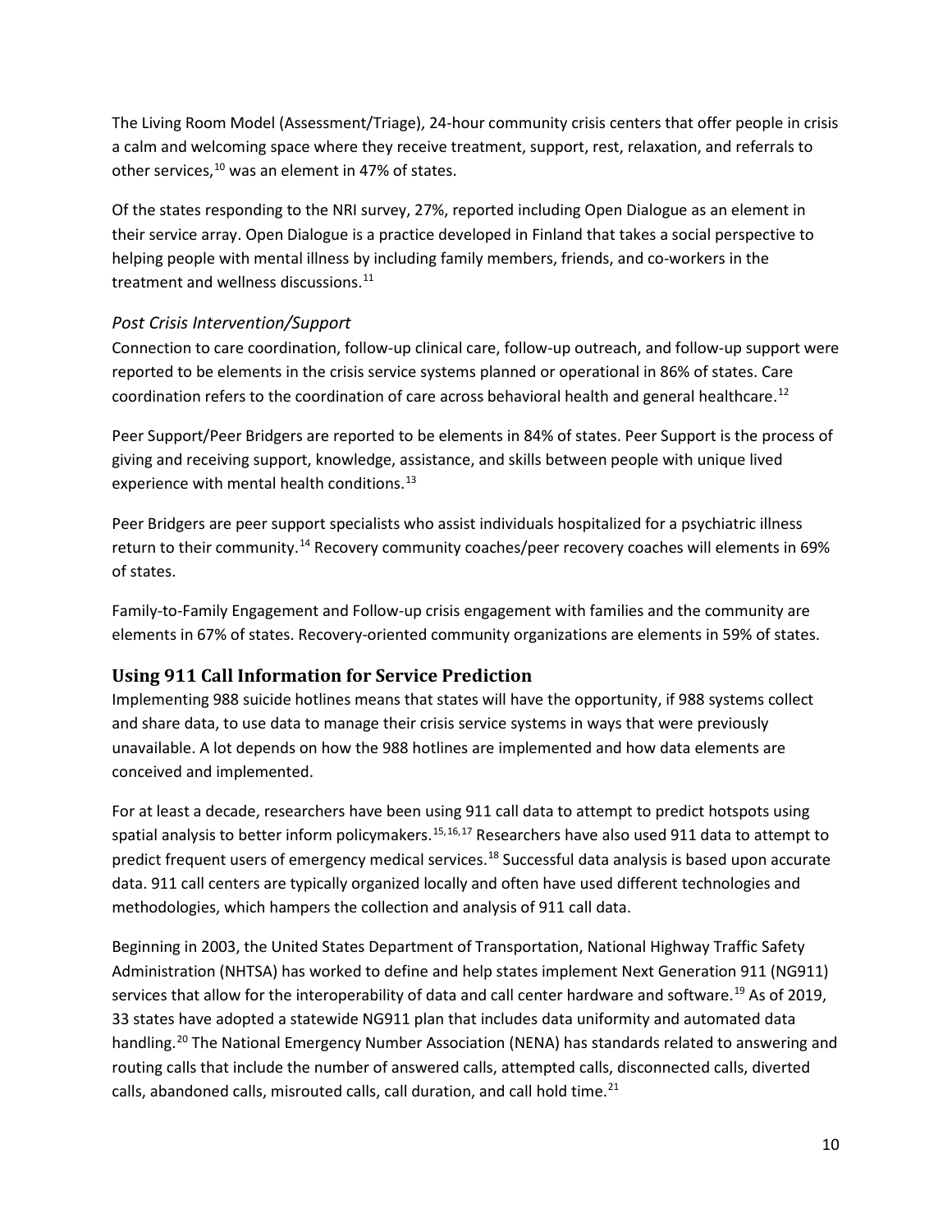The Living Room Model (Assessment/Triage), 24-hour community crisis centers that offer people in crisis a calm and welcoming space where they receive treatment, support, rest, relaxation, and referrals to other services,[10] was an element in 47% of states.

Of the states responding to the NRI survey, 27%, reported including Open Dialogue as an element in their service array. Open Dialogue is a practice developed in Finland that takes a social perspective to helping people with mental illness by including family members, friends, and co-workers in the treatment and wellness discussions.[11]

### *Post Crisis Intervention/Support*

Connection to care coordination, follow-up clinical care, follow-up outreach, and follow-up support were reported to be elements in the crisis service systems planned or operational in 86% of states. Care coordination refers to the coordination of care across behavioral health and general healthcare.[12]

Peer Support/Peer Bridgers are reported to be elements in 84% of states. Peer Support is the process of giving and receiving support, knowledge, assistance, and skills between people with unique lived experience with mental health conditions.[13]

Peer Bridgers are peer support specialists who assist individuals hospitalized for a psychiatric illness return to their community.[14] Recovery community coaches/peer recovery coaches will elements in 69% of states.

Family-to-Family Engagement and Follow-up crisis engagement with families and the community are elements in 67% of states. Recovery-oriented community organizations are elements in 59% of states.

## Using 911 Call Information for Service Prediction

Implementing 988 suicide hotlines means that states will have the opportunity, if 988 systems collect and share data, to use data to manage their crisis service systems in ways that were previously unavailable. A lot depends on how the 988 hotlines are implemented and how data elements are conceived and implemented.

For at least a decade, researchers have been using 911 call data to attempt to predict hotspots using spatial analysis to better inform policymakers.[15,16,17] Researchers have also used 911 data to attempt to predict frequent users of emergency medical services.[18] Successful data analysis is based upon accurate data. 911 call centers are typically organized locally and often have used different technologies and methodologies, which hampers the collection and analysis of 911 call data.

Beginning in 2003, the United States Department of Transportation, National Highway Traffic Safety Administration (NHTSA) has worked to define and help states implement Next Generation 911 (NG911) services that allow for the interoperability of data and call center hardware and software.[19] As of 2019, 33 states have adopted a statewide NG911 plan that includes data uniformity and automated data handling.[20] The National Emergency Number Association (NENA) has standards related to answering and routing calls that include the number of answered calls, attempted calls, disconnected calls, diverted calls, abandoned calls, misrouted calls, call duration, and call hold time.[21]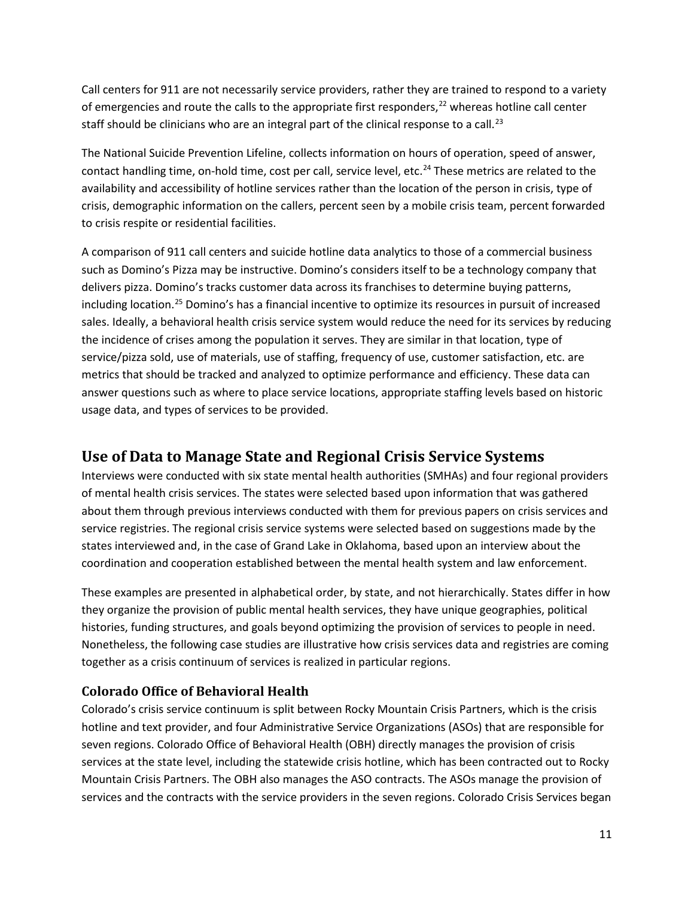Call centers for 911 are not necessarily service providers, rather they are trained to respond to a variety of emergencies and route the calls to the appropriate first responders,[22] whereas hotline call center staff should be clinicians who are an integral part of the clinical response to a call.[23]

The National Suicide Prevention Lifeline, collects information on hours of operation, speed of answer, contact handling time, on-hold time, cost per call, service level, etc.[24] These metrics are related to the availability and accessibility of hotline services rather than the location of the person in crisis, type of crisis, demographic information on the callers, percent seen by a mobile crisis team, percent forwarded to crisis respite or residential facilities.

A comparison of 911 call centers and suicide hotline data analytics to those of a commercial business such as Domino's Pizza may be instructive. Domino's considers itself to be a technology company that delivers pizza. Domino's tracks customer data across its franchises to determine buying patterns, including location.[25] Domino's has a financial incentive to optimize its resources in pursuit of increased sales. Ideally, a behavioral health crisis service system would reduce the need for its services by reducing the incidence of crises among the population it serves. They are similar in that location, type of service/pizza sold, use of materials, use of staffing, frequency of use, customer satisfaction, etc. are metrics that should be tracked and analyzed to optimize performance and efficiency. These data can answer questions such as where to place service locations, appropriate staffing levels based on historic usage data, and types of services to be provided.

## Use of Data to Manage State and Regional Crisis Service Systems

Interviews were conducted with six state mental health authorities (SMHAs) and four regional providers of mental health crisis services. The states were selected based upon information that was gathered about them through previous interviews conducted with them for previous papers on crisis services and service registries. The regional crisis service systems were selected based on suggestions made by the states interviewed and, in the case of Grand Lake in Oklahoma, based upon an interview about the coordination and cooperation established between the mental health system and law enforcement.

These examples are presented in alphabetical order, by state, and not hierarchically. States differ in how they organize the provision of public mental health services, they have unique geographies, political histories, funding structures, and goals beyond optimizing the provision of services to people in need. Nonetheless, the following case studies are illustrative how crisis services data and registries are coming together as a crisis continuum of services is realized in particular regions.

### Colorado Office of Behavioral Health

Colorado's crisis service continuum is split between Rocky Mountain Crisis Partners, which is the crisis hotline and text provider, and four Administrative Service Organizations (ASOs) that are responsible for seven regions. Colorado Office of Behavioral Health (OBH) directly manages the provision of crisis services at the state level, including the statewide crisis hotline, which has been contracted out to Rocky Mountain Crisis Partners. The OBH also manages the ASO contracts. The ASOs manage the provision of services and the contracts with the service providers in the seven regions. Colorado Crisis Services began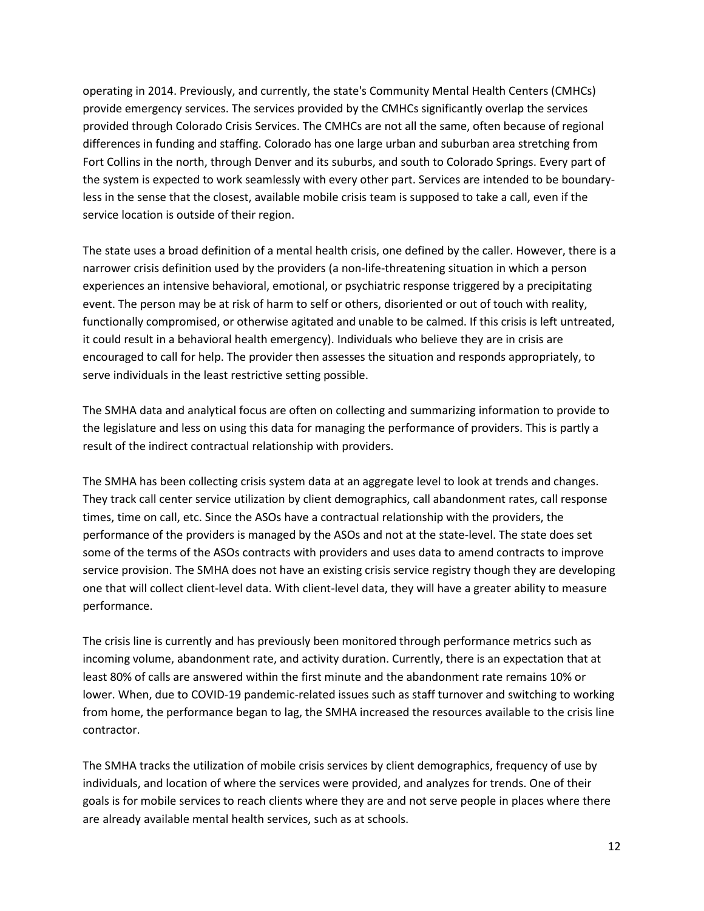operating in 2014. Previously, and currently, the state's Community Mental Health Centers (CMHCs) provide emergency services. The services provided by the CMHCs significantly overlap the services provided through Colorado Crisis Services. The CMHCs are not all the same, often because of regional differences in funding and staffing. Colorado has one large urban and suburban area stretching from Fort Collins in the north, through Denver and its suburbs, and south to Colorado Springs. Every part of the system is expected to work seamlessly with every other part. Services are intended to be boundary-less in the sense that the closest, available mobile crisis team is supposed to take a call, even if the service location is outside of their region.

The state uses a broad definition of a mental health crisis, one defined by the caller. However, there is a narrower crisis definition used by the providers (a non-life-threatening situation in which a person experiences an intensive behavioral, emotional, or psychiatric response triggered by a precipitating event. The person may be at risk of harm to self or others, disoriented or out of touch with reality, functionally compromised, or otherwise agitated and unable to be calmed. If this crisis is left untreated, it could result in a behavioral health emergency). Individuals who believe they are in crisis are encouraged to call for help. The provider then assesses the situation and responds appropriately, to serve individuals in the least restrictive setting possible.

The SMHA data and analytical focus are often on collecting and summarizing information to provide to the legislature and less on using this data for managing the performance of providers. This is partly a result of the indirect contractual relationship with providers.

The SMHA has been collecting crisis system data at an aggregate level to look at trends and changes. They track call center service utilization by client demographics, call abandonment rates, call response times, time on call, etc. Since the ASOs have a contractual relationship with the providers, the performance of the providers is managed by the ASOs and not at the state-level. The state does set some of the terms of the ASOs contracts with providers and uses data to amend contracts to improve service provision. The SMHA does not have an existing crisis service registry though they are developing one that will collect client-level data. With client-level data, they will have a greater ability to measure performance.

The crisis line is currently and has previously been monitored through performance metrics such as incoming volume, abandonment rate, and activity duration. Currently, there is an expectation that at least 80% of calls are answered within the first minute and the abandonment rate remains 10% or lower. When, due to COVID-19 pandemic-related issues such as staff turnover and switching to working from home, the performance began to lag, the SMHA increased the resources available to the crisis line contractor.

The SMHA tracks the utilization of mobile crisis services by client demographics, frequency of use by individuals, and location of where the services were provided, and analyzes for trends. One of their goals is for mobile services to reach clients where they are and not serve people in places where there are already available mental health services, such as at schools.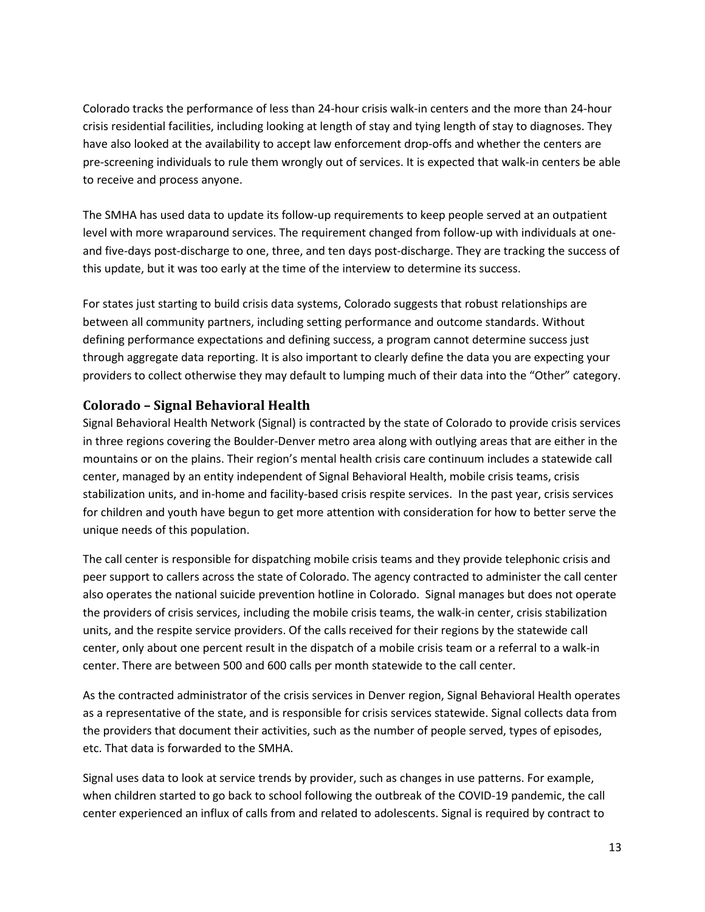Colorado tracks the performance of less than 24-hour crisis walk-in centers and the more than 24-hour crisis residential facilities, including looking at length of stay and tying length of stay to diagnoses. They have also looked at the availability to accept law enforcement drop-offs and whether the centers are pre-screening individuals to rule them wrongly out of services. It is expected that walk-in centers be able to receive and process anyone.

The SMHA has used data to update its follow-up requirements to keep people served at an outpatient level with more wraparound services. The requirement changed from follow-up with individuals at one- and five-days post-discharge to one, three, and ten days post-discharge. They are tracking the success of this update, but it was too early at the time of the interview to determine its success.

For states just starting to build crisis data systems, Colorado suggests that robust relationships are between all community partners, including setting performance and outcome standards. Without defining performance expectations and defining success, a program cannot determine success just through aggregate data reporting. It is also important to clearly define the data you are expecting your providers to collect otherwise they may default to lumping much of their data into the "Other" category.

### Colorado – Signal Behavioral Health

Signal Behavioral Health Network (Signal) is contracted by the state of Colorado to provide crisis services in three regions covering the Boulder-Denver metro area along with outlying areas that are either in the mountains or on the plains. Their region's mental health crisis care continuum includes a statewide call center, managed by an entity independent of Signal Behavioral Health, mobile crisis teams, crisis stabilization units, and in-home and facility-based crisis respite services. In the past year, crisis services for children and youth have begun to get more attention with consideration for how to better serve the unique needs of this population.

The call center is responsible for dispatching mobile crisis teams and they provide telephonic crisis and peer support to callers across the state of Colorado. The agency contracted to administer the call center also operates the national suicide prevention hotline in Colorado. Signal manages but does not operate the providers of crisis services, including the mobile crisis teams, the walk-in center, crisis stabilization units, and the respite service providers. Of the calls received for their regions by the statewide call center, only about one percent result in the dispatch of a mobile crisis team or a referral to a walk-in center. There are between 500 and 600 calls per month statewide to the call center.

As the contracted administrator of the crisis services in Denver region, Signal Behavioral Health operates as a representative of the state, and is responsible for crisis services statewide. Signal collects data from the providers that document their activities, such as the number of people served, types of episodes, etc. That data is forwarded to the SMHA.

Signal uses data to look at service trends by provider, such as changes in use patterns. For example, when children started to go back to school following the outbreak of the COVID-19 pandemic, the call center experienced an influx of calls from and related to adolescents. Signal is required by contract to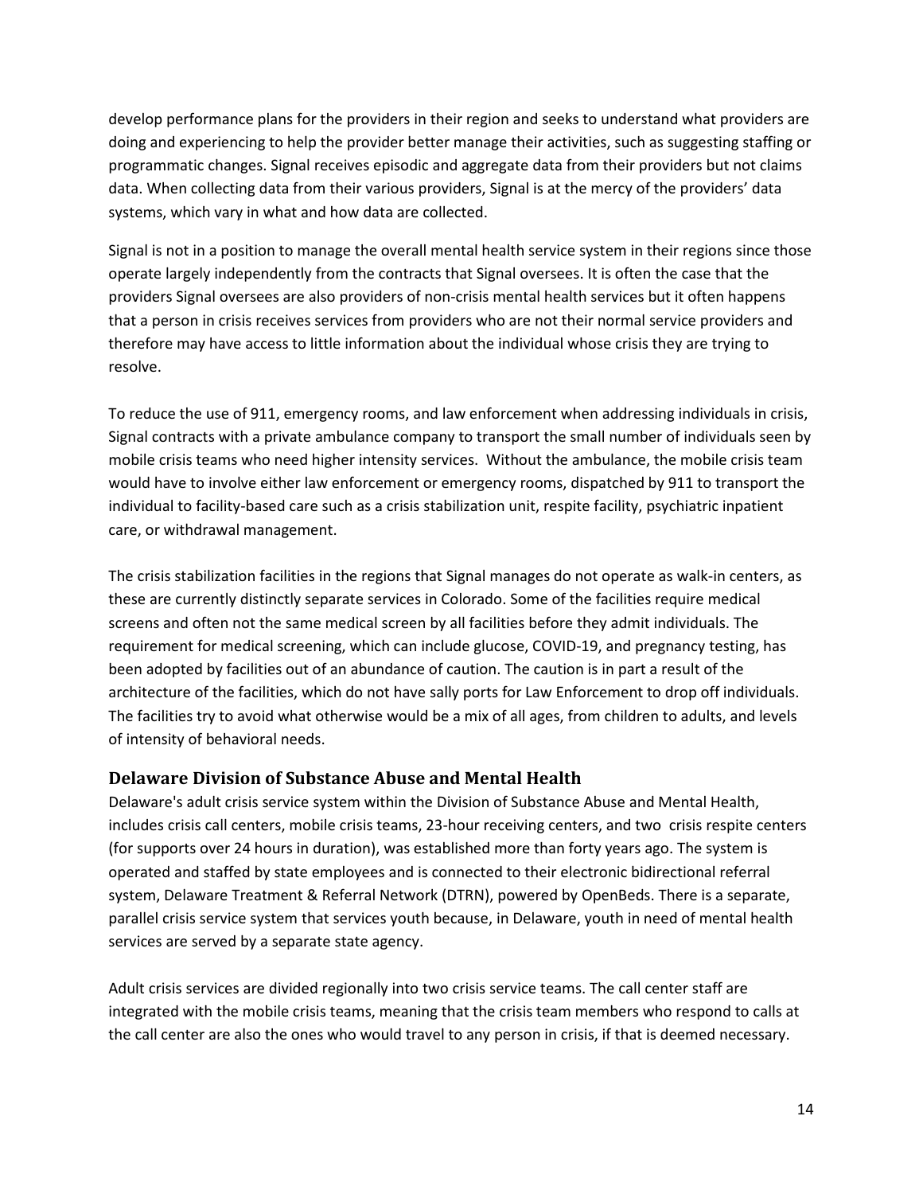develop performance plans for the providers in their region and seeks to understand what providers are doing and experiencing to help the provider better manage their activities, such as suggesting staffing or programmatic changes. Signal receives episodic and aggregate data from their providers but not claims data. When collecting data from their various providers, Signal is at the mercy of the providers' data systems, which vary in what and how data are collected.

Signal is not in a position to manage the overall mental health service system in their regions since those operate largely independently from the contracts that Signal oversees. It is often the case that the providers Signal oversees are also providers of non-crisis mental health services but it often happens that a person in crisis receives services from providers who are not their normal service providers and therefore may have access to little information about the individual whose crisis they are trying to resolve.

To reduce the use of 911, emergency rooms, and law enforcement when addressing individuals in crisis, Signal contracts with a private ambulance company to transport the small number of individuals seen by mobile crisis teams who need higher intensity services. Without the ambulance, the mobile crisis team would have to involve either law enforcement or emergency rooms, dispatched by 911 to transport the individual to facility-based care such as a crisis stabilization unit, respite facility, psychiatric inpatient care, or withdrawal management.

The crisis stabilization facilities in the regions that Signal manages do not operate as walk-in centers, as these are currently distinctly separate services in Colorado. Some of the facilities require medical screens and often not the same medical screen by all facilities before they admit individuals. The requirement for medical screening, which can include glucose, COVID-19, and pregnancy testing, has been adopted by facilities out of an abundance of caution. The caution is in part a result of the architecture of the facilities, which do not have sally ports for Law Enforcement to drop off individuals. The facilities try to avoid what otherwise would be a mix of all ages, from children to adults, and levels of intensity of behavioral needs.

## Delaware Division of Substance Abuse and Mental Health

Delaware's adult crisis service system within the Division of Substance Abuse and Mental Health, includes crisis call centers, mobile crisis teams, 23-hour receiving centers, and two crisis respite centers (for supports over 24 hours in duration), was established more than forty years ago. The system is operated and staffed by state employees and is connected to their electronic bidirectional referral system, Delaware Treatment & Referral Network (DTRN), powered by OpenBeds. There is a separate, parallel crisis service system that services youth because, in Delaware, youth in need of mental health services are served by a separate state agency.

Adult crisis services are divided regionally into two crisis service teams. The call center staff are integrated with the mobile crisis teams, meaning that the crisis team members who respond to calls at the call center are also the ones who would travel to any person in crisis, if that is deemed necessary.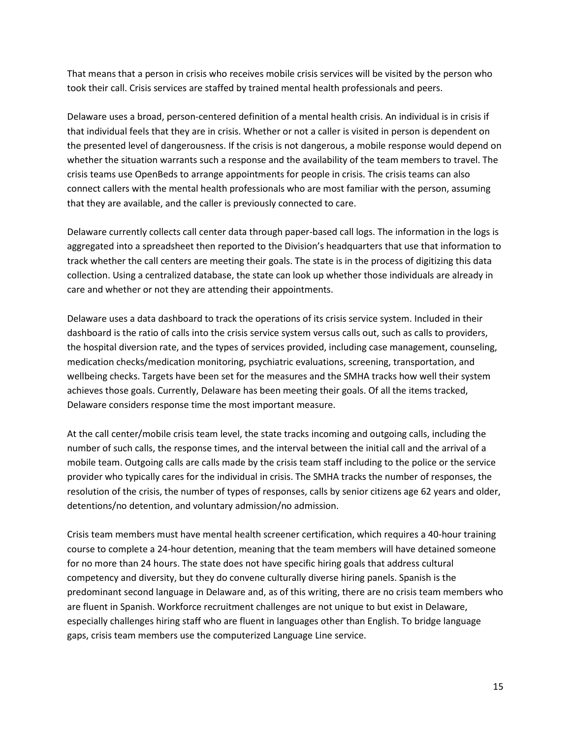That means that a person in crisis who receives mobile crisis services will be visited by the person who took their call. Crisis services are staffed by trained mental health professionals and peers.

Delaware uses a broad, person-centered definition of a mental health crisis. An individual is in crisis if that individual feels that they are in crisis. Whether or not a caller is visited in person is dependent on the presented level of dangerousness. If the crisis is not dangerous, a mobile response would depend on whether the situation warrants such a response and the availability of the team members to travel. The crisis teams use OpenBeds to arrange appointments for people in crisis. The crisis teams can also connect callers with the mental health professionals who are most familiar with the person, assuming that they are available, and the caller is previously connected to care.

Delaware currently collects call center data through paper-based call logs. The information in the logs is aggregated into a spreadsheet then reported to the Division's headquarters that use that information to track whether the call centers are meeting their goals. The state is in the process of digitizing this data collection. Using a centralized database, the state can look up whether those individuals are already in care and whether or not they are attending their appointments.

Delaware uses a data dashboard to track the operations of its crisis service system. Included in their dashboard is the ratio of calls into the crisis service system versus calls out, such as calls to providers, the hospital diversion rate, and the types of services provided, including case management, counseling, medication checks/medication monitoring, psychiatric evaluations, screening, transportation, and wellbeing checks. Targets have been set for the measures and the SMHA tracks how well their system achieves those goals. Currently, Delaware has been meeting their goals. Of all the items tracked, Delaware considers response time the most important measure.

At the call center/mobile crisis team level, the state tracks incoming and outgoing calls, including the number of such calls, the response times, and the interval between the initial call and the arrival of a mobile team. Outgoing calls are calls made by the crisis team staff including to the police or the service provider who typically cares for the individual in crisis. The SMHA tracks the number of responses, the resolution of the crisis, the number of types of responses, calls by senior citizens age 62 years and older, detentions/no detention, and voluntary admission/no admission.

Crisis team members must have mental health screener certification, which requires a 40-hour training course to complete a 24-hour detention, meaning that the team members will have detained someone for no more than 24 hours. The state does not have specific hiring goals that address cultural competency and diversity, but they do convene culturally diverse hiring panels. Spanish is the predominant second language in Delaware and, as of this writing, there are no crisis team members who are fluent in Spanish. Workforce recruitment challenges are not unique to but exist in Delaware, especially challenges hiring staff who are fluent in languages other than English. To bridge language gaps, crisis team members use the computerized Language Line service.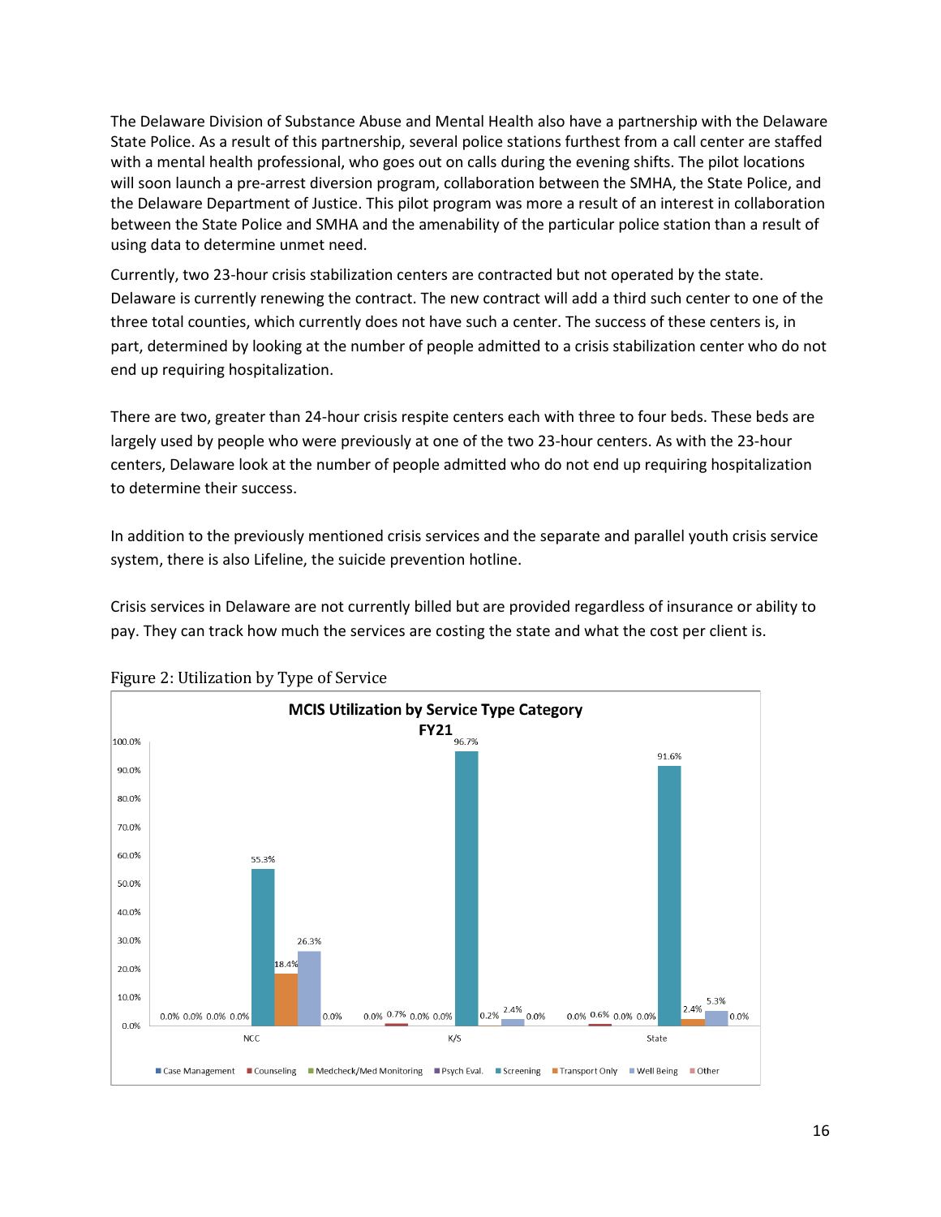The Delaware Division of Substance Abuse and Mental Health also have a partnership with the Delaware State Police. As a result of this partnership, several police stations furthest from a call center are staffed with a mental health professional, who goes out on calls during the evening shifts. The pilot locations will soon launch a pre-arrest diversion program, collaboration between the SMHA, the State Police, and the Delaware Department of Justice. This pilot program was more a result of an interest in collaboration between the State Police and SMHA and the amenability of the particular police station than a result of using data to determine unmet need.

Currently, two 23-hour crisis stabilization centers are contracted but not operated by the state. Delaware is currently renewing the contract. The new contract will add a third such center to one of the three total counties, which currently does not have such a center. The success of these centers is, in part, determined by looking at the number of people admitted to a crisis stabilization center who do not end up requiring hospitalization.

There are two, greater than 24-hour crisis respite centers each with three to four beds. These beds are largely used by people who were previously at one of the two 23-hour centers. As with the 23-hour centers, Delaware look at the number of people admitted who do not end up requiring hospitalization to determine their success.

In addition to the previously mentioned crisis services and the separate and parallel youth crisis service system, there is also Lifeline, the suicide prevention hotline.

Crisis services in Delaware are not currently billed but are provided regardless of insurance or ability to pay. They can track how much the services are costing the state and what the cost per client is.

Figure 2: Utilization by Type of Service

**MCIS Utilization by Service Type Category FY21**

| | Case Management | Counseling | Medcheck/Med Monitoring | Psych Eval. | Screening | Transport Only | Well Being | Other |
|---|---|---|---|---|---|---|---|---|
| NCC | 0.0% | 0.0% | 0.0% | 0.0% | 55.3% | 18.4% | 26.3% | 0.0% |
| K/S | 0.0% | 0.7% | 0.0% | 0.0% | 96.7% | 0.2% | 2.4% | 0.0% |
| State | 0.0% | 0.6% | 0.0% | 0.0% | 91.6% | 2.4% | 5.3% | 0.0% |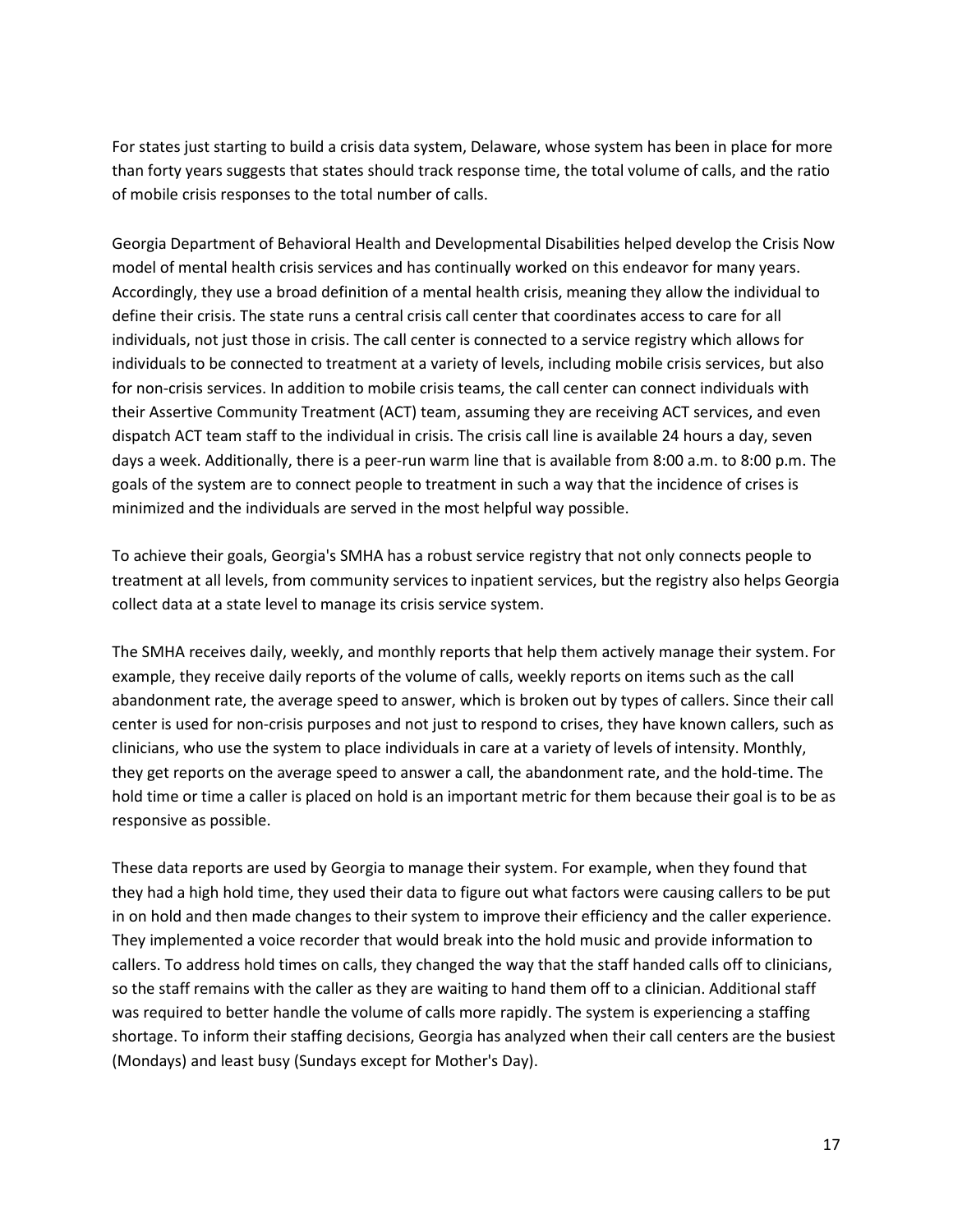For states just starting to build a crisis data system, Delaware, whose system has been in place for more than forty years suggests that states should track response time, the total volume of calls, and the ratio of mobile crisis responses to the total number of calls.

Georgia Department of Behavioral Health and Developmental Disabilities helped develop the Crisis Now model of mental health crisis services and has continually worked on this endeavor for many years. Accordingly, they use a broad definition of a mental health crisis, meaning they allow the individual to define their crisis. The state runs a central crisis call center that coordinates access to care for all individuals, not just those in crisis. The call center is connected to a service registry which allows for individuals to be connected to treatment at a variety of levels, including mobile crisis services, but also for non-crisis services. In addition to mobile crisis teams, the call center can connect individuals with their Assertive Community Treatment (ACT) team, assuming they are receiving ACT services, and even dispatch ACT team staff to the individual in crisis. The crisis call line is available 24 hours a day, seven days a week. Additionally, there is a peer-run warm line that is available from 8:00 a.m. to 8:00 p.m. The goals of the system are to connect people to treatment in such a way that the incidence of crises is minimized and the individuals are served in the most helpful way possible.

To achieve their goals, Georgia's SMHA has a robust service registry that not only connects people to treatment at all levels, from community services to inpatient services, but the registry also helps Georgia collect data at a state level to manage its crisis service system.

The SMHA receives daily, weekly, and monthly reports that help them actively manage their system. For example, they receive daily reports of the volume of calls, weekly reports on items such as the call abandonment rate, the average speed to answer, which is broken out by types of callers. Since their call center is used for non-crisis purposes and not just to respond to crises, they have known callers, such as clinicians, who use the system to place individuals in care at a variety of levels of intensity. Monthly, they get reports on the average speed to answer a call, the abandonment rate, and the hold-time. The hold time or time a caller is placed on hold is an important metric for them because their goal is to be as responsive as possible.

These data reports are used by Georgia to manage their system. For example, when they found that they had a high hold time, they used their data to figure out what factors were causing callers to be put in on hold and then made changes to their system to improve their efficiency and the caller experience. They implemented a voice recorder that would break into the hold music and provide information to callers. To address hold times on calls, they changed the way that the staff handed calls off to clinicians, so the staff remains with the caller as they are waiting to hand them off to a clinician. Additional staff was required to better handle the volume of calls more rapidly. The system is experiencing a staffing shortage. To inform their staffing decisions, Georgia has analyzed when their call centers are the busiest (Mondays) and least busy (Sundays except for Mother's Day).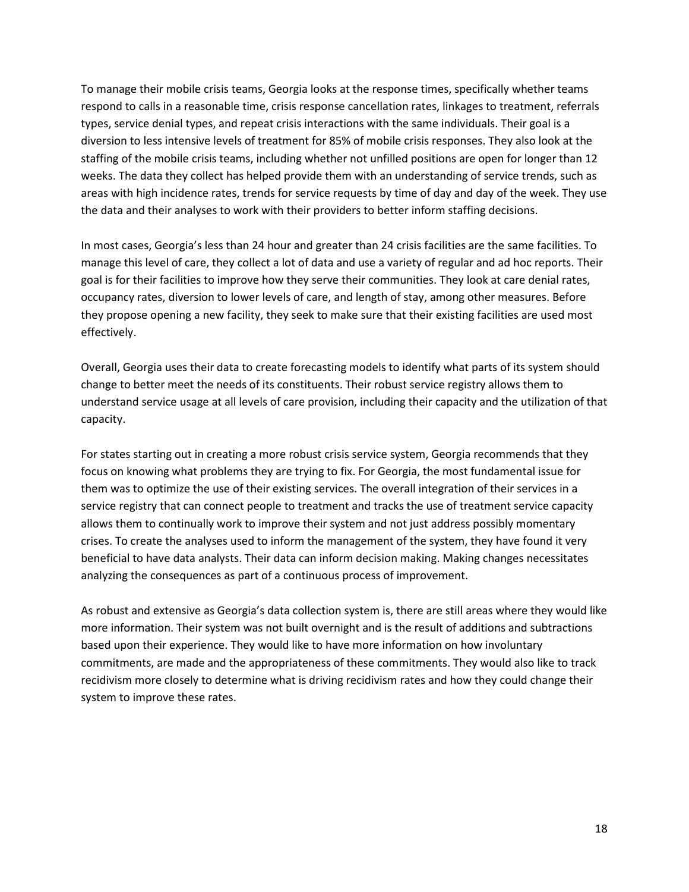To manage their mobile crisis teams, Georgia looks at the response times, specifically whether teams respond to calls in a reasonable time, crisis response cancellation rates, linkages to treatment, referrals types, service denial types, and repeat crisis interactions with the same individuals. Their goal is a diversion to less intensive levels of treatment for 85% of mobile crisis responses. They also look at the staffing of the mobile crisis teams, including whether not unfilled positions are open for longer than 12 weeks. The data they collect has helped provide them with an understanding of service trends, such as areas with high incidence rates, trends for service requests by time of day and day of the week. They use the data and their analyses to work with their providers to better inform staffing decisions.

In most cases, Georgia's less than 24 hour and greater than 24 crisis facilities are the same facilities. To manage this level of care, they collect a lot of data and use a variety of regular and ad hoc reports. Their goal is for their facilities to improve how they serve their communities. They look at care denial rates, occupancy rates, diversion to lower levels of care, and length of stay, among other measures. Before they propose opening a new facility, they seek to make sure that their existing facilities are used most effectively.

Overall, Georgia uses their data to create forecasting models to identify what parts of its system should change to better meet the needs of its constituents. Their robust service registry allows them to understand service usage at all levels of care provision, including their capacity and the utilization of that capacity.

For states starting out in creating a more robust crisis service system, Georgia recommends that they focus on knowing what problems they are trying to fix. For Georgia, the most fundamental issue for them was to optimize the use of their existing services. The overall integration of their services in a service registry that can connect people to treatment and tracks the use of treatment service capacity allows them to continually work to improve their system and not just address possibly momentary crises. To create the analyses used to inform the management of the system, they have found it very beneficial to have data analysts. Their data can inform decision making. Making changes necessitates analyzing the consequences as part of a continuous process of improvement.

As robust and extensive as Georgia's data collection system is, there are still areas where they would like more information. Their system was not built overnight and is the result of additions and subtractions based upon their experience. They would like to have more information on how involuntary commitments, are made and the appropriateness of these commitments. They would also like to track recidivism more closely to determine what is driving recidivism rates and how they could change their system to improve these rates.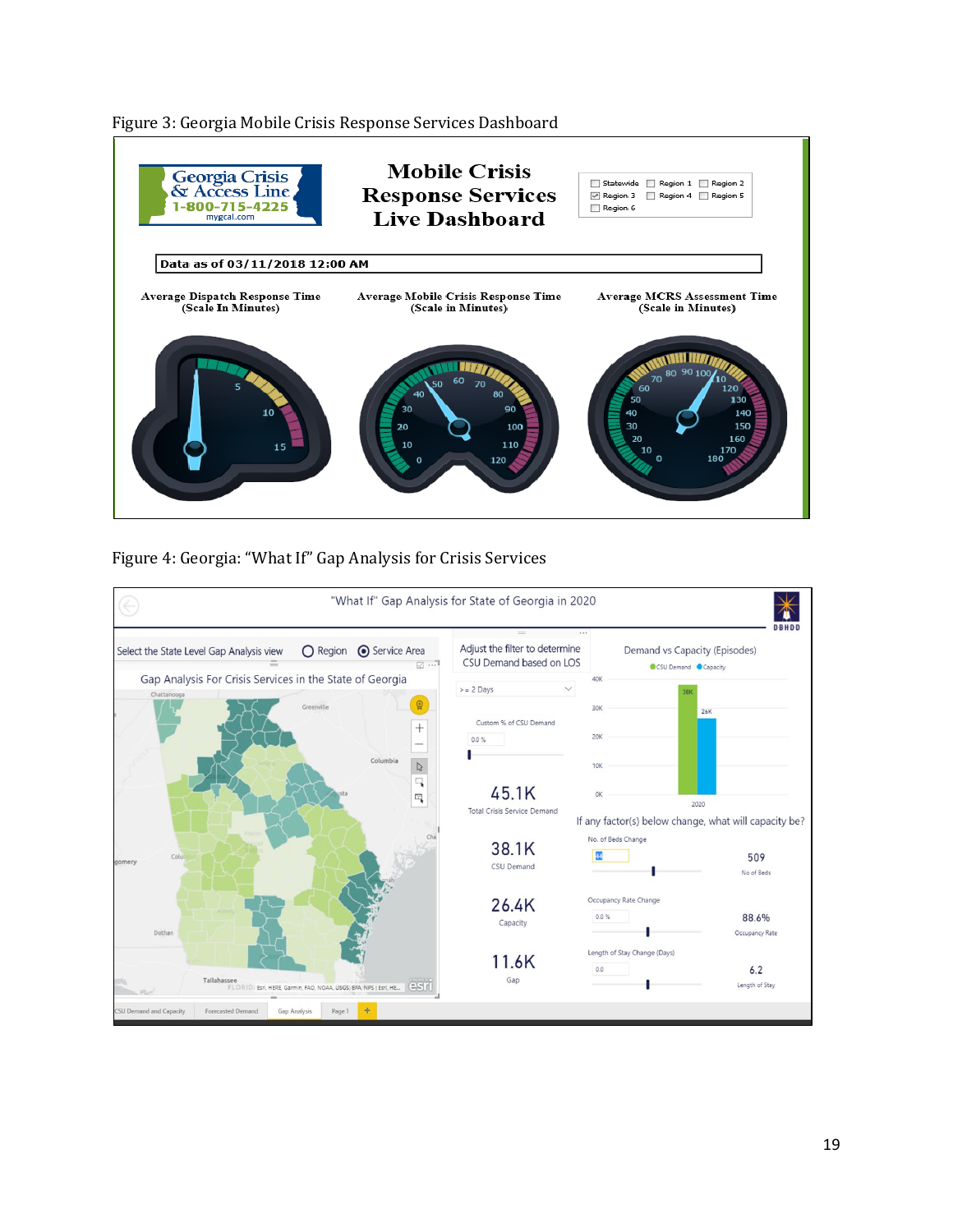Figure 3: Georgia Mobile Crisis Response Services Dashboard

Figure 4: Georgia: "What If" Gap Analysis for Crisis Services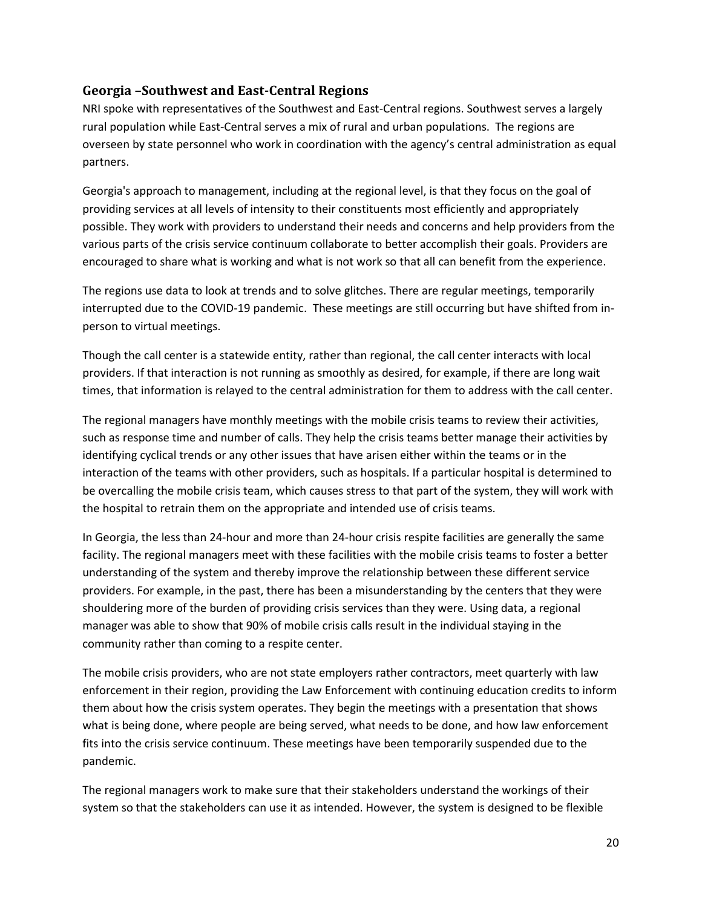## Georgia –Southwest and East-Central Regions

NRI spoke with representatives of the Southwest and East-Central regions. Southwest serves a largely rural population while East-Central serves a mix of rural and urban populations. The regions are overseen by state personnel who work in coordination with the agency's central administration as equal partners.

Georgia's approach to management, including at the regional level, is that they focus on the goal of providing services at all levels of intensity to their constituents most efficiently and appropriately possible. They work with providers to understand their needs and concerns and help providers from the various parts of the crisis service continuum collaborate to better accomplish their goals. Providers are encouraged to share what is working and what is not work so that all can benefit from the experience.

The regions use data to look at trends and to solve glitches. There are regular meetings, temporarily interrupted due to the COVID-19 pandemic. These meetings are still occurring but have shifted from in-person to virtual meetings.

Though the call center is a statewide entity, rather than regional, the call center interacts with local providers. If that interaction is not running as smoothly as desired, for example, if there are long wait times, that information is relayed to the central administration for them to address with the call center.

The regional managers have monthly meetings with the mobile crisis teams to review their activities, such as response time and number of calls. They help the crisis teams better manage their activities by identifying cyclical trends or any other issues that have arisen either within the teams or in the interaction of the teams with other providers, such as hospitals. If a particular hospital is determined to be overcalling the mobile crisis team, which causes stress to that part of the system, they will work with the hospital to retrain them on the appropriate and intended use of crisis teams.

In Georgia, the less than 24-hour and more than 24-hour crisis respite facilities are generally the same facility. The regional managers meet with these facilities with the mobile crisis teams to foster a better understanding of the system and thereby improve the relationship between these different service providers. For example, in the past, there has been a misunderstanding by the centers that they were shouldering more of the burden of providing crisis services than they were. Using data, a regional manager was able to show that 90% of mobile crisis calls result in the individual staying in the community rather than coming to a respite center.

The mobile crisis providers, who are not state employers rather contractors, meet quarterly with law enforcement in their region, providing the Law Enforcement with continuing education credits to inform them about how the crisis system operates. They begin the meetings with a presentation that shows what is being done, where people are being served, what needs to be done, and how law enforcement fits into the crisis service continuum. These meetings have been temporarily suspended due to the pandemic.

The regional managers work to make sure that their stakeholders understand the workings of their system so that the stakeholders can use it as intended. However, the system is designed to be flexible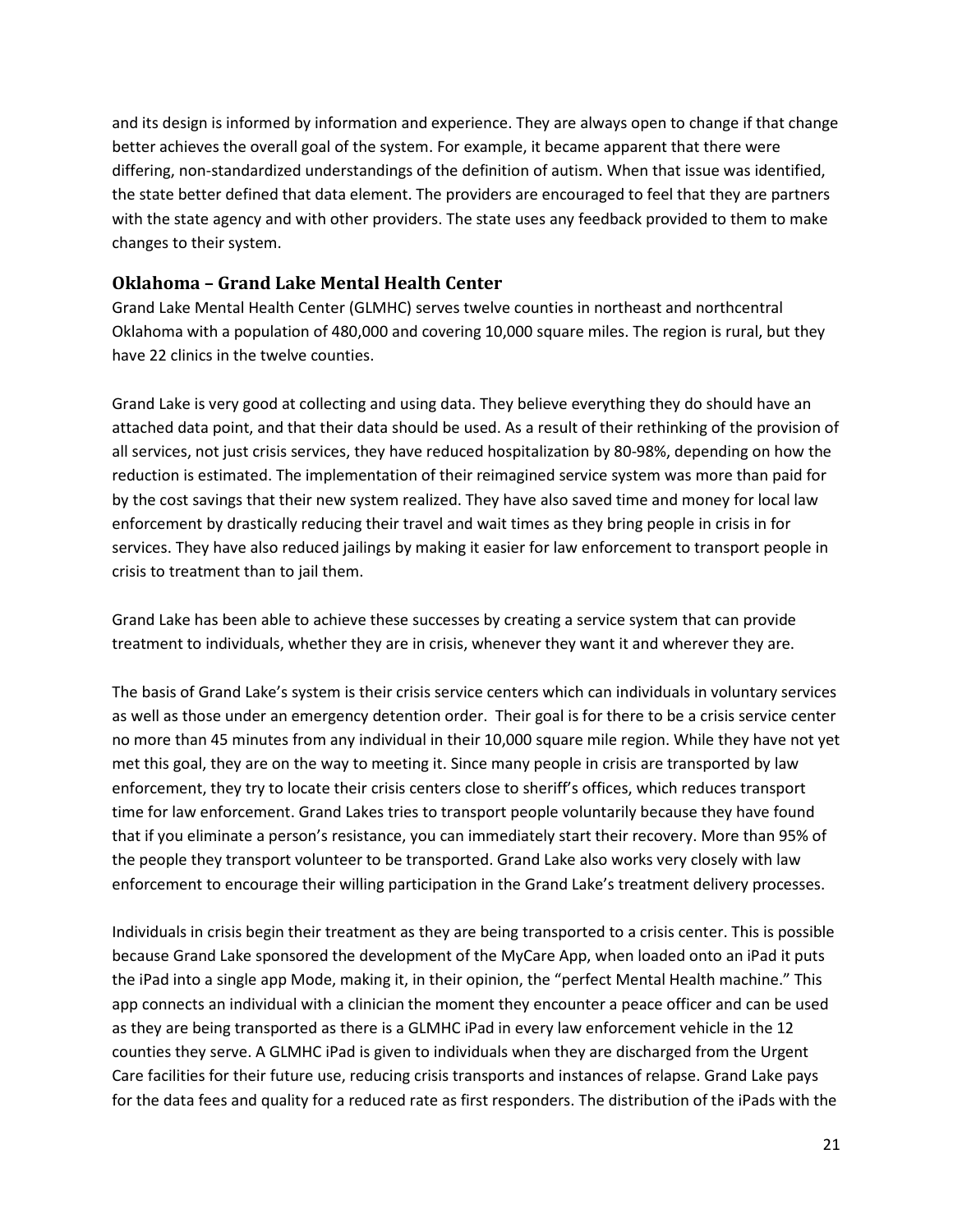and its design is informed by information and experience. They are always open to change if that change better achieves the overall goal of the system. For example, it became apparent that there were differing, non-standardized understandings of the definition of autism. When that issue was identified, the state better defined that data element. The providers are encouraged to feel that they are partners with the state agency and with other providers. The state uses any feedback provided to them to make changes to their system.

### Oklahoma – Grand Lake Mental Health Center

Grand Lake Mental Health Center (GLMHC) serves twelve counties in northeast and northcentral Oklahoma with a population of 480,000 and covering 10,000 square miles. The region is rural, but they have 22 clinics in the twelve counties.

Grand Lake is very good at collecting and using data. They believe everything they do should have an attached data point, and that their data should be used. As a result of their rethinking of the provision of all services, not just crisis services, they have reduced hospitalization by 80-98%, depending on how the reduction is estimated. The implementation of their reimagined service system was more than paid for by the cost savings that their new system realized. They have also saved time and money for local law enforcement by drastically reducing their travel and wait times as they bring people in crisis in for services. They have also reduced jailings by making it easier for law enforcement to transport people in crisis to treatment than to jail them.

Grand Lake has been able to achieve these successes by creating a service system that can provide treatment to individuals, whether they are in crisis, whenever they want it and wherever they are.

The basis of Grand Lake's system is their crisis service centers which can individuals in voluntary services as well as those under an emergency detention order. Their goal is for there to be a crisis service center no more than 45 minutes from any individual in their 10,000 square mile region. While they have not yet met this goal, they are on the way to meeting it. Since many people in crisis are transported by law enforcement, they try to locate their crisis centers close to sheriff's offices, which reduces transport time for law enforcement. Grand Lakes tries to transport people voluntarily because they have found that if you eliminate a person's resistance, you can immediately start their recovery. More than 95% of the people they transport volunteer to be transported. Grand Lake also works very closely with law enforcement to encourage their willing participation in the Grand Lake's treatment delivery processes.

Individuals in crisis begin their treatment as they are being transported to a crisis center. This is possible because Grand Lake sponsored the development of the MyCare App, when loaded onto an iPad it puts the iPad into a single app Mode, making it, in their opinion, the "perfect Mental Health machine." This app connects an individual with a clinician the moment they encounter a peace officer and can be used as they are being transported as there is a GLMHC iPad in every law enforcement vehicle in the 12 counties they serve. A GLMHC iPad is given to individuals when they are discharged from the Urgent Care facilities for their future use, reducing crisis transports and instances of relapse. Grand Lake pays for the data fees and quality for a reduced rate as first responders. The distribution of the iPads with the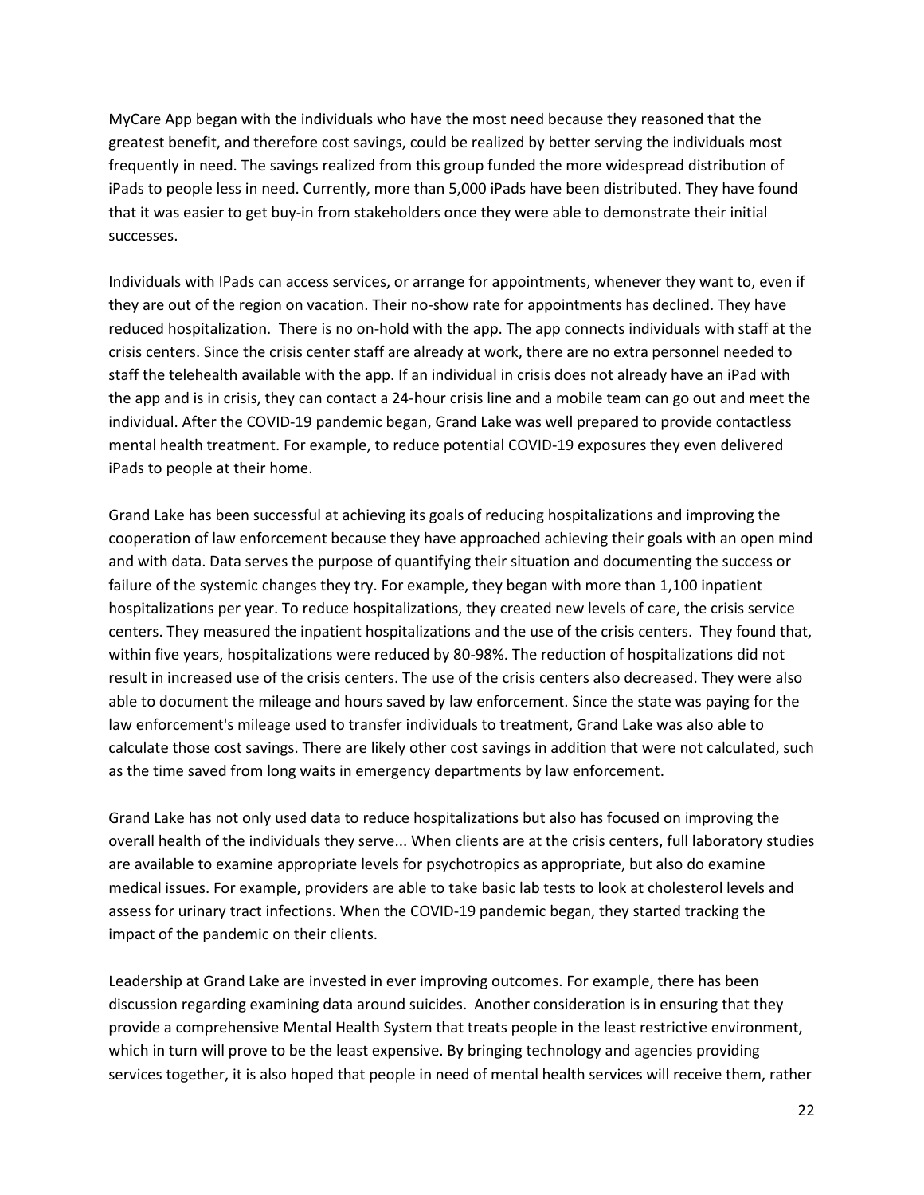MyCare App began with the individuals who have the most need because they reasoned that the greatest benefit, and therefore cost savings, could be realized by better serving the individuals most frequently in need. The savings realized from this group funded the more widespread distribution of iPads to people less in need. Currently, more than 5,000 iPads have been distributed. They have found that it was easier to get buy-in from stakeholders once they were able to demonstrate their initial successes.

Individuals with IPads can access services, or arrange for appointments, whenever they want to, even if they are out of the region on vacation. Their no-show rate for appointments has declined. They have reduced hospitalization. There is no on-hold with the app. The app connects individuals with staff at the crisis centers. Since the crisis center staff are already at work, there are no extra personnel needed to staff the telehealth available with the app. If an individual in crisis does not already have an iPad with the app and is in crisis, they can contact a 24-hour crisis line and a mobile team can go out and meet the individual. After the COVID-19 pandemic began, Grand Lake was well prepared to provide contactless mental health treatment. For example, to reduce potential COVID-19 exposures they even delivered iPads to people at their home.

Grand Lake has been successful at achieving its goals of reducing hospitalizations and improving the cooperation of law enforcement because they have approached achieving their goals with an open mind and with data. Data serves the purpose of quantifying their situation and documenting the success or failure of the systemic changes they try. For example, they began with more than 1,100 inpatient hospitalizations per year. To reduce hospitalizations, they created new levels of care, the crisis service centers. They measured the inpatient hospitalizations and the use of the crisis centers. They found that, within five years, hospitalizations were reduced by 80-98%. The reduction of hospitalizations did not result in increased use of the crisis centers. The use of the crisis centers also decreased. They were also able to document the mileage and hours saved by law enforcement. Since the state was paying for the law enforcement's mileage used to transfer individuals to treatment, Grand Lake was also able to calculate those cost savings. There are likely other cost savings in addition that were not calculated, such as the time saved from long waits in emergency departments by law enforcement.

Grand Lake has not only used data to reduce hospitalizations but also has focused on improving the overall health of the individuals they serve... When clients are at the crisis centers, full laboratory studies are available to examine appropriate levels for psychotropics as appropriate, but also do examine medical issues. For example, providers are able to take basic lab tests to look at cholesterol levels and assess for urinary tract infections. When the COVID-19 pandemic began, they started tracking the impact of the pandemic on their clients.

Leadership at Grand Lake are invested in ever improving outcomes. For example, there has been discussion regarding examining data around suicides. Another consideration is in ensuring that they provide a comprehensive Mental Health System that treats people in the least restrictive environment, which in turn will prove to be the least expensive. By bringing technology and agencies providing services together, it is also hoped that people in need of mental health services will receive them, rather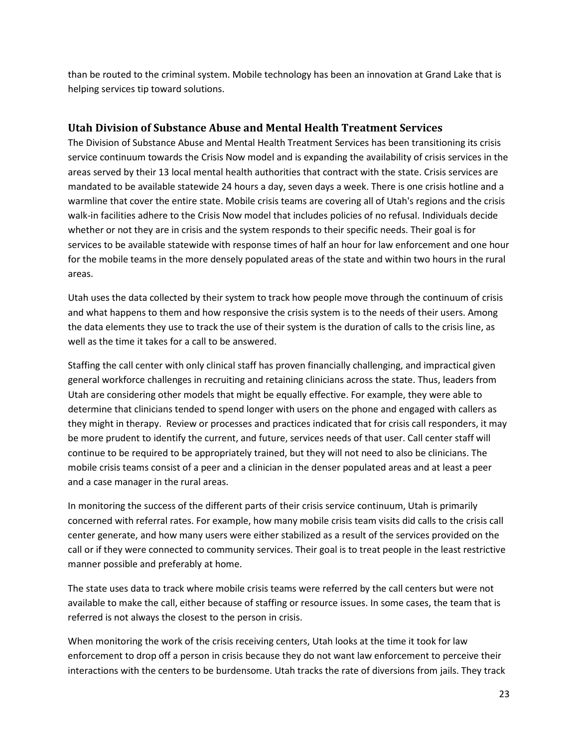than be routed to the criminal system. Mobile technology has been an innovation at Grand Lake that is helping services tip toward solutions.

## Utah Division of Substance Abuse and Mental Health Treatment Services

The Division of Substance Abuse and Mental Health Treatment Services has been transitioning its crisis service continuum towards the Crisis Now model and is expanding the availability of crisis services in the areas served by their 13 local mental health authorities that contract with the state. Crisis services are mandated to be available statewide 24 hours a day, seven days a week. There is one crisis hotline and a warmline that cover the entire state. Mobile crisis teams are covering all of Utah's regions and the crisis walk-in facilities adhere to the Crisis Now model that includes policies of no refusal. Individuals decide whether or not they are in crisis and the system responds to their specific needs. Their goal is for services to be available statewide with response times of half an hour for law enforcement and one hour for the mobile teams in the more densely populated areas of the state and within two hours in the rural areas.

Utah uses the data collected by their system to track how people move through the continuum of crisis and what happens to them and how responsive the crisis system is to the needs of their users. Among the data elements they use to track the use of their system is the duration of calls to the crisis line, as well as the time it takes for a call to be answered.

Staffing the call center with only clinical staff has proven financially challenging, and impractical given general workforce challenges in recruiting and retaining clinicians across the state. Thus, leaders from Utah are considering other models that might be equally effective. For example, they were able to determine that clinicians tended to spend longer with users on the phone and engaged with callers as they might in therapy. Review or processes and practices indicated that for crisis call responders, it may be more prudent to identify the current, and future, services needs of that user. Call center staff will continue to be required to be appropriately trained, but they will not need to also be clinicians. The mobile crisis teams consist of a peer and a clinician in the denser populated areas and at least a peer and a case manager in the rural areas.

In monitoring the success of the different parts of their crisis service continuum, Utah is primarily concerned with referral rates. For example, how many mobile crisis team visits did calls to the crisis call center generate, and how many users were either stabilized as a result of the services provided on the call or if they were connected to community services. Their goal is to treat people in the least restrictive manner possible and preferably at home.

The state uses data to track where mobile crisis teams were referred by the call centers but were not available to make the call, either because of staffing or resource issues. In some cases, the team that is referred is not always the closest to the person in crisis.

When monitoring the work of the crisis receiving centers, Utah looks at the time it took for law enforcement to drop off a person in crisis because they do not want law enforcement to perceive their interactions with the centers to be burdensome. Utah tracks the rate of diversions from jails. They track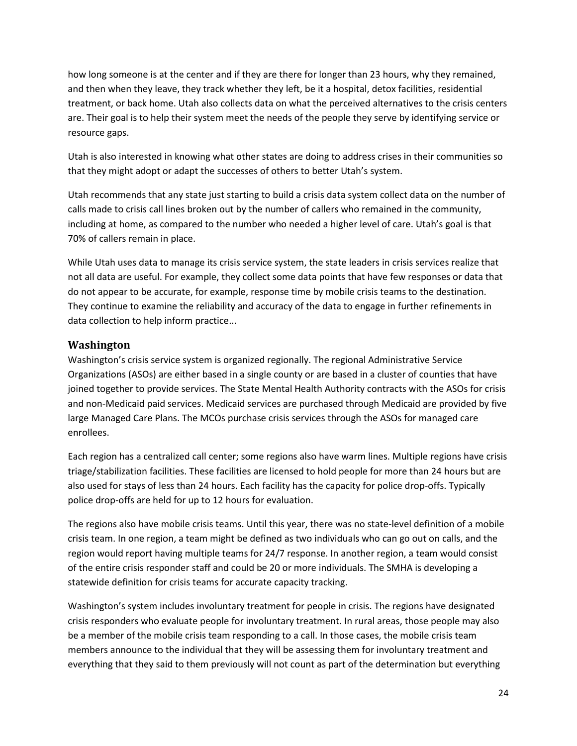how long someone is at the center and if they are there for longer than 23 hours, why they remained, and then when they leave, they track whether they left, be it a hospital, detox facilities, residential treatment, or back home. Utah also collects data on what the perceived alternatives to the crisis centers are. Their goal is to help their system meet the needs of the people they serve by identifying service or resource gaps.

Utah is also interested in knowing what other states are doing to address crises in their communities so that they might adopt or adapt the successes of others to better Utah's system.

Utah recommends that any state just starting to build a crisis data system collect data on the number of calls made to crisis call lines broken out by the number of callers who remained in the community, including at home, as compared to the number who needed a higher level of care. Utah's goal is that 70% of callers remain in place.

While Utah uses data to manage its crisis service system, the state leaders in crisis services realize that not all data are useful. For example, they collect some data points that have few responses or data that do not appear to be accurate, for example, response time by mobile crisis teams to the destination. They continue to examine the reliability and accuracy of the data to engage in further refinements in data collection to help inform practice...

### Washington

Washington's crisis service system is organized regionally. The regional Administrative Service Organizations (ASOs) are either based in a single county or are based in a cluster of counties that have joined together to provide services. The State Mental Health Authority contracts with the ASOs for crisis and non-Medicaid paid services. Medicaid services are purchased through Medicaid are provided by five large Managed Care Plans. The MCOs purchase crisis services through the ASOs for managed care enrollees.

Each region has a centralized call center; some regions also have warm lines. Multiple regions have crisis triage/stabilization facilities. These facilities are licensed to hold people for more than 24 hours but are also used for stays of less than 24 hours. Each facility has the capacity for police drop-offs. Typically police drop-offs are held for up to 12 hours for evaluation.

The regions also have mobile crisis teams. Until this year, there was no state-level definition of a mobile crisis team. In one region, a team might be defined as two individuals who can go out on calls, and the region would report having multiple teams for 24/7 response. In another region, a team would consist of the entire crisis responder staff and could be 20 or more individuals. The SMHA is developing a statewide definition for crisis teams for accurate capacity tracking.

Washington's system includes involuntary treatment for people in crisis. The regions have designated crisis responders who evaluate people for involuntary treatment. In rural areas, those people may also be a member of the mobile crisis team responding to a call. In those cases, the mobile crisis team members announce to the individual that they will be assessing them for involuntary treatment and everything that they said to them previously will not count as part of the determination but everything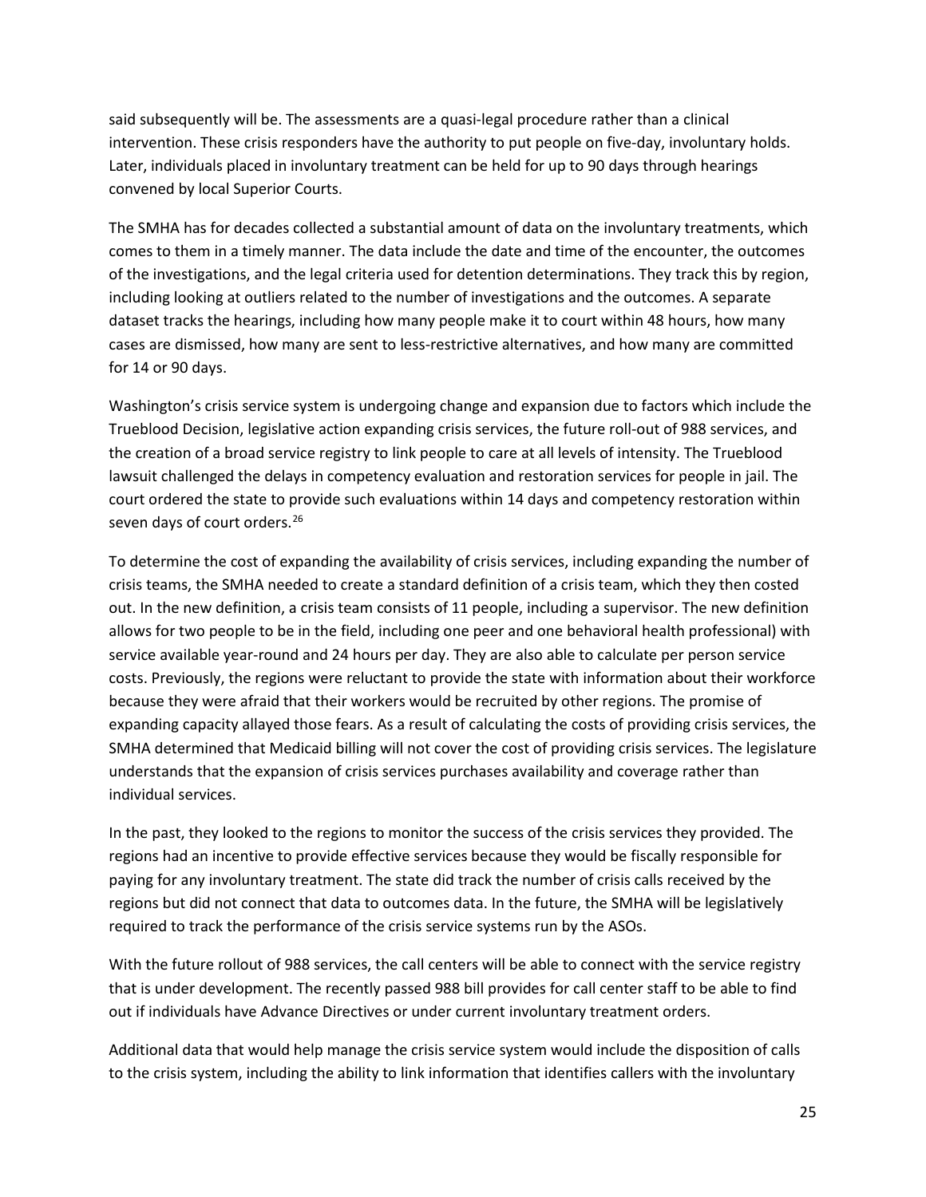said subsequently will be. The assessments are a quasi-legal procedure rather than a clinical intervention. These crisis responders have the authority to put people on five-day, involuntary holds. Later, individuals placed in involuntary treatment can be held for up to 90 days through hearings convened by local Superior Courts.

The SMHA has for decades collected a substantial amount of data on the involuntary treatments, which comes to them in a timely manner. The data include the date and time of the encounter, the outcomes of the investigations, and the legal criteria used for detention determinations. They track this by region, including looking at outliers related to the number of investigations and the outcomes. A separate dataset tracks the hearings, including how many people make it to court within 48 hours, how many cases are dismissed, how many are sent to less-restrictive alternatives, and how many are committed for 14 or 90 days.

Washington's crisis service system is undergoing change and expansion due to factors which include the Trueblood Decision, legislative action expanding crisis services, the future roll-out of 988 services, and the creation of a broad service registry to link people to care at all levels of intensity. The Trueblood lawsuit challenged the delays in competency evaluation and restoration services for people in jail. The court ordered the state to provide such evaluations within 14 days and competency restoration within seven days of court orders.[26]

To determine the cost of expanding the availability of crisis services, including expanding the number of crisis teams, the SMHA needed to create a standard definition of a crisis team, which they then costed out. In the new definition, a crisis team consists of 11 people, including a supervisor. The new definition allows for two people to be in the field, including one peer and one behavioral health professional) with service available year-round and 24 hours per day. They are also able to calculate per person service costs. Previously, the regions were reluctant to provide the state with information about their workforce because they were afraid that their workers would be recruited by other regions. The promise of expanding capacity allayed those fears. As a result of calculating the costs of providing crisis services, the SMHA determined that Medicaid billing will not cover the cost of providing crisis services. The legislature understands that the expansion of crisis services purchases availability and coverage rather than individual services.

In the past, they looked to the regions to monitor the success of the crisis services they provided. The regions had an incentive to provide effective services because they would be fiscally responsible for paying for any involuntary treatment. The state did track the number of crisis calls received by the regions but did not connect that data to outcomes data. In the future, the SMHA will be legislatively required to track the performance of the crisis service systems run by the ASOs.

With the future rollout of 988 services, the call centers will be able to connect with the service registry that is under development. The recently passed 988 bill provides for call center staff to be able to find out if individuals have Advance Directives or under current involuntary treatment orders.

Additional data that would help manage the crisis service system would include the disposition of calls to the crisis system, including the ability to link information that identifies callers with the involuntary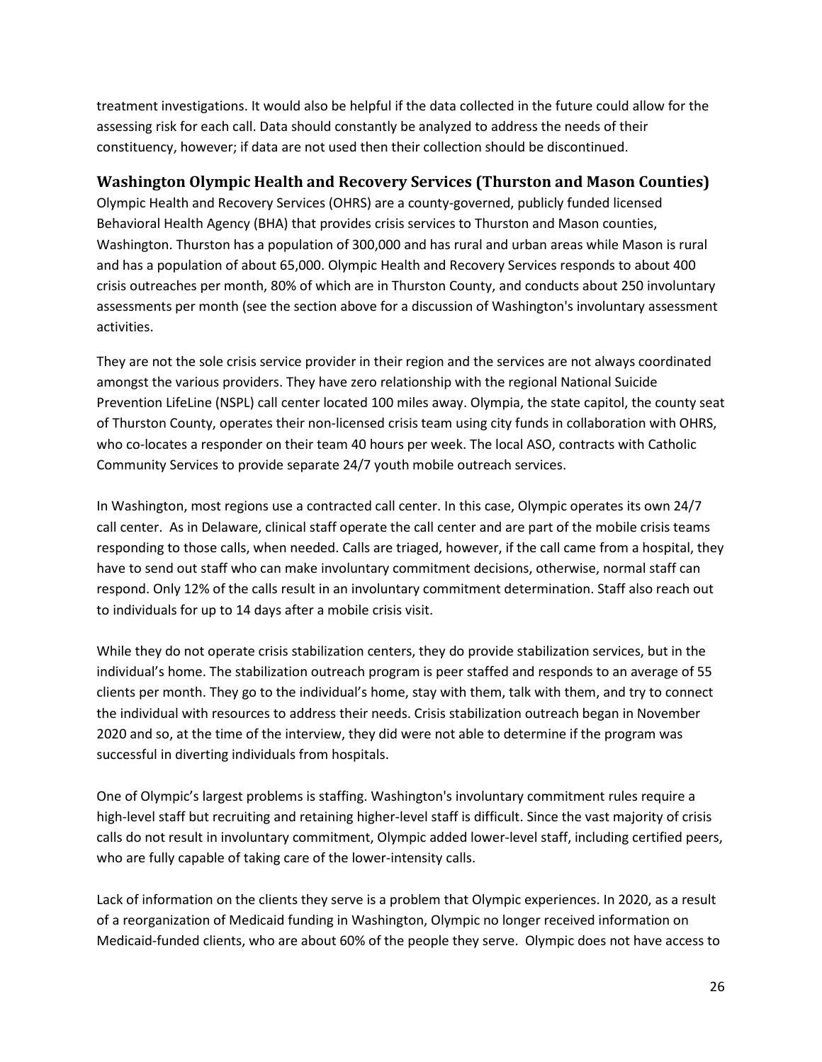treatment investigations. It would also be helpful if the data collected in the future could allow for the assessing risk for each call. Data should constantly be analyzed to address the needs of their constituency, however; if data are not used then their collection should be discontinued.

### Washington Olympic Health and Recovery Services (Thurston and Mason Counties)

Olympic Health and Recovery Services (OHRS) are a county-governed, publicly funded licensed Behavioral Health Agency (BHA) that provides crisis services to Thurston and Mason counties, Washington. Thurston has a population of 300,000 and has rural and urban areas while Mason is rural and has a population of about 65,000. Olympic Health and Recovery Services responds to about 400 crisis outreaches per month, 80% of which are in Thurston County, and conducts about 250 involuntary assessments per month (see the section above for a discussion of Washington's involuntary assessment activities.

They are not the sole crisis service provider in their region and the services are not always coordinated amongst the various providers. They have zero relationship with the regional National Suicide Prevention LifeLine (NSPL) call center located 100 miles away. Olympia, the state capitol, the county seat of Thurston County, operates their non-licensed crisis team using city funds in collaboration with OHRS, who co-locates a responder on their team 40 hours per week. The local ASO, contracts with Catholic Community Services to provide separate 24/7 youth mobile outreach services.

In Washington, most regions use a contracted call center. In this case, Olympic operates its own 24/7 call center. As in Delaware, clinical staff operate the call center and are part of the mobile crisis teams responding to those calls, when needed. Calls are triaged, however, if the call came from a hospital, they have to send out staff who can make involuntary commitment decisions, otherwise, normal staff can respond. Only 12% of the calls result in an involuntary commitment determination. Staff also reach out to individuals for up to 14 days after a mobile crisis visit.

While they do not operate crisis stabilization centers, they do provide stabilization services, but in the individual's home. The stabilization outreach program is peer staffed and responds to an average of 55 clients per month. They go to the individual's home, stay with them, talk with them, and try to connect the individual with resources to address their needs. Crisis stabilization outreach began in November 2020 and so, at the time of the interview, they did were not able to determine if the program was successful in diverting individuals from hospitals.

One of Olympic's largest problems is staffing. Washington's involuntary commitment rules require a high-level staff but recruiting and retaining higher-level staff is difficult. Since the vast majority of crisis calls do not result in involuntary commitment, Olympic added lower-level staff, including certified peers, who are fully capable of taking care of the lower-intensity calls.

Lack of information on the clients they serve is a problem that Olympic experiences. In 2020, as a result of a reorganization of Medicaid funding in Washington, Olympic no longer received information on Medicaid-funded clients, who are about 60% of the people they serve. Olympic does not have access to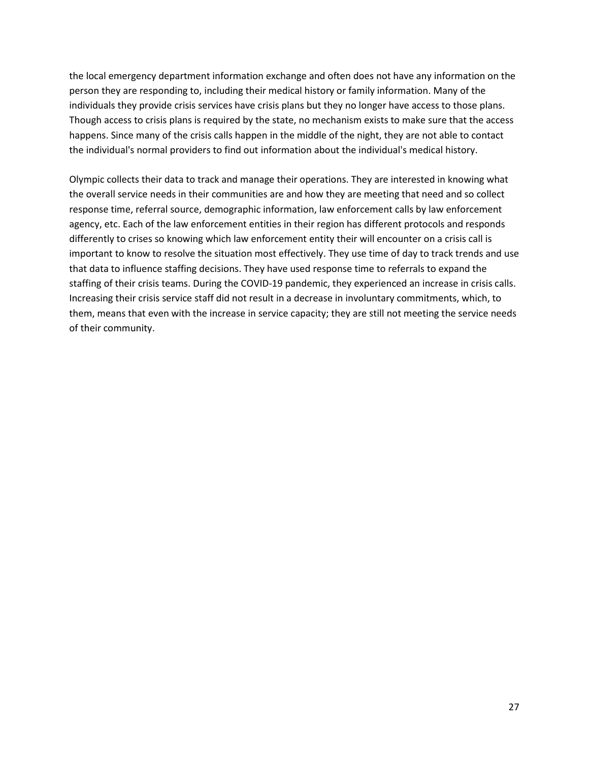the local emergency department information exchange and often does not have any information on the person they are responding to, including their medical history or family information. Many of the individuals they provide crisis services have crisis plans but they no longer have access to those plans. Though access to crisis plans is required by the state, no mechanism exists to make sure that the access happens. Since many of the crisis calls happen in the middle of the night, they are not able to contact the individual's normal providers to find out information about the individual's medical history.

Olympic collects their data to track and manage their operations. They are interested in knowing what the overall service needs in their communities are and how they are meeting that need and so collect response time, referral source, demographic information, law enforcement calls by law enforcement agency, etc. Each of the law enforcement entities in their region has different protocols and responds differently to crises so knowing which law enforcement entity their will encounter on a crisis call is important to know to resolve the situation most effectively. They use time of day to track trends and use that data to influence staffing decisions. They have used response time to referrals to expand the staffing of their crisis teams. During the COVID-19 pandemic, they experienced an increase in crisis calls. Increasing their crisis service staff did not result in a decrease in involuntary commitments, which, to them, means that even with the increase in service capacity; they are still not meeting the service needs of their community.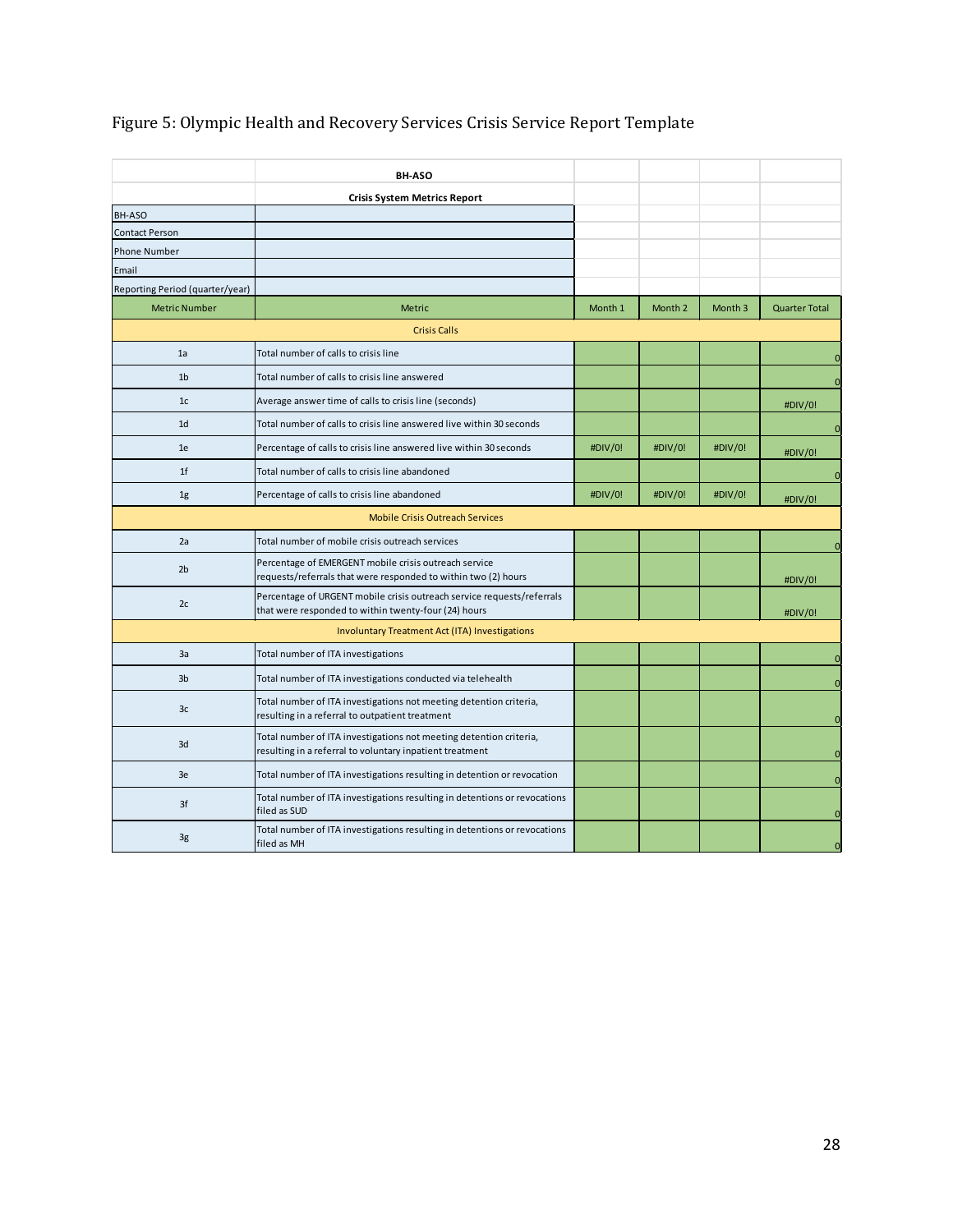Figure 5: Olympic Health and Recovery Services Crisis Service Report Template

| | BH-ASO | | | | |
|---|---|---|---|---|---|
| | **Crisis System Metrics Report** | | | | |
| BH-ASO | | | | | |
| Contact Person | | | | | |
| Phone Number | | | | | |
| Email | | | | | |
| Reporting Period (quarter/year) | | | | | |
| Metric Number | Metric | Month 1 | Month 2 | Month 3 | Quarter Total |
| Crisis Calls | | | | | |
| 1a | Total number of calls to crisis line | | | | 0 |
| 1b | Total number of calls to crisis line answered | | | | 0 |
| 1c | Average answer time of calls to crisis line (seconds) | | | | #DIV/0! |
| 1d | Total number of calls to crisis line answered live within 30 seconds | | | | 0 |
| 1e | Percentage of calls to crisis line answered live within 30 seconds | #DIV/0! | #DIV/0! | #DIV/0! | #DIV/0! |
| 1f | Total number of calls to crisis line abandoned | | | | 0 |
| 1g | Percentage of calls to crisis line abandoned | #DIV/0! | #DIV/0! | #DIV/0! | #DIV/0! |
| Mobile Crisis Outreach Services | | | | | |
| 2a | Total number of mobile crisis outreach services | | | | 0 |
| 2b | Percentage of EMERGENT mobile crisis outreach service requests/referrals that were responded to within two (2) hours | | | | #DIV/0! |
| 2c | Percentage of URGENT mobile crisis outreach service requests/referrals that were responded to within twenty-four (24) hours | | | | #DIV/0! |
| Involuntary Treatment Act (ITA) Investigations | | | | | |
| 3a | Total number of ITA investigations | | | | 0 |
| 3b | Total number of ITA investigations conducted via telehealth | | | | 0 |
| 3c | Total number of ITA investigations not meeting detention criteria, resulting in a referral to outpatient treatment | | | | 0 |
| 3d | Total number of ITA investigations not meeting detention criteria, resulting in a referral to voluntary inpatient treatment | | | | 0 |
| 3e | Total number of ITA investigations resulting in detention or revocation | | | | 0 |
| 3f | Total number of ITA investigations resulting in detentions or revocations filed as SUD | | | | 0 |
| 3g | Total number of ITA investigations resulting in detentions or revocations filed as MH | | | | 0 |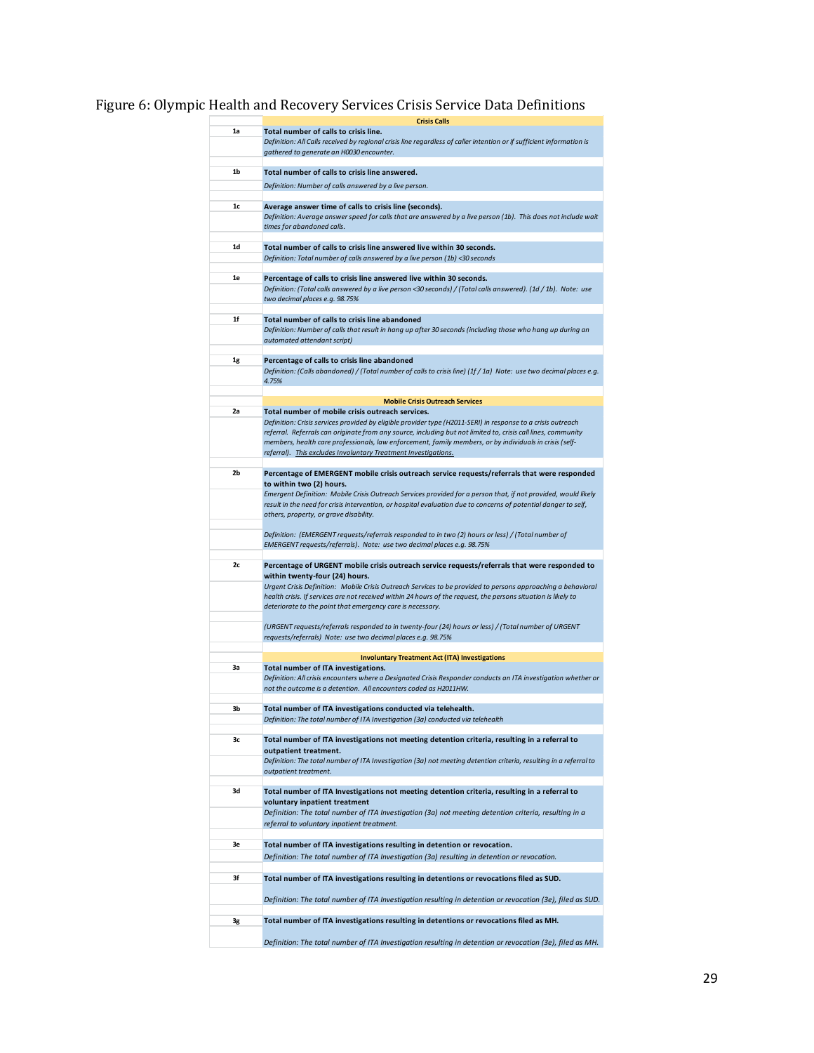Figure 6: Olympic Health and Recovery Services Crisis Service Data Definitions

| | Crisis Calls |
|---|---|
| 1a | **Total number of calls to crisis line.** <br> *Definition: All Calls received by regional crisis line regardless of caller intention or if sufficient information is gathered to generate an H0030 encounter.* |
| 1b | **Total number of calls to crisis line answered.** <br> *Definition: Number of calls answered by a live person.* |
| 1c | **Average answer time of calls to crisis line (seconds).** <br> *Definition: Average answer speed for calls that are answered by a live person (1b). This does not include wait times for abandoned calls.* |
| 1d | **Total number of calls to crisis line answered live within 30 seconds.** <br> *Definition: Total number of calls answered by a live person (1b) <30 seconds* |
| 1e | **Percentage of calls to crisis line answered live within 30 seconds.** <br> *Definition: (Total calls answered by a live person <30 seconds) / (Total calls answered). (1d / 1b). Note: use two decimal places e.g. 98.75%* |
| 1f | **Total number of calls to crisis line abandoned** <br> *Definition: Number of calls that result in hang up after 30 seconds (including those who hang up during an automated attendant script)* |
| 1g | **Percentage of calls to crisis line abandoned** <br> *Definition: (Calls abandoned) / (Total number of calls to crisis line) (1f / 1a) Note: use two decimal places e.g. 4.75%* |
| | **Mobile Crisis Outreach Services** |
| 2a | **Total number of mobile crisis outreach services.** <br> *Definition: Crisis services provided by eligible provider type (H2011-SERI) in response to a crisis outreach referral. Referrals can originate from any source, including but not limited to, crisis call lines, community members, health care professionals, law enforcement, family members, or by individuals in crisis (self-referral). This excludes Involuntary Treatment Investigations.* |
| 2b | **Percentage of EMERGENT mobile crisis outreach service requests/referrals that were responded to within two (2) hours.** <br> *Emergent Definition: Mobile Crisis Outreach Services provided for a person that, if not provided, would likely result in the need for crisis intervention, or hospital evaluation due to concerns of potential danger to self, others, property, or grave disability.* <br> *Definition: (EMERGENT requests/referrals responded to in two (2) hours or less) / (Total number of EMERGENT requests/referrals). Note: use two decimal places e.g. 98.75%* |
| 2c | **Percentage of URGENT mobile crisis outreach service requests/referrals that were responded to within twenty-four (24) hours.** <br> *Urgent Crisis Definition: Mobile Crisis Outreach Services to be provided to persons approaching a behavioral health crisis. If services are not received within 24 hours of the request, the persons situation is likely to deteriorate to the point that emergency care is necessary.* <br> *(URGENT requests/referrals responded to in twenty-four (24) hours or less) / (Total number of URGENT requests/referrals) Note: use two decimal places e.g. 98.75%* |
| | **Involuntary Treatment Act (ITA) Investigations** |
| 3a | **Total number of ITA investigations.** <br> *Definition: All crisis encounters where a Designated Crisis Responder conducts an ITA investigation whether or not the outcome is a detention. All encounters coded as H2011HW.* |
| 3b | **Total number of ITA investigations conducted via telehealth.** <br> *Definition: The total number of ITA Investigation (3a) conducted via telehealth* |
| 3c | **Total number of ITA investigations not meeting detention criteria, resulting in a referral to outpatient treatment.** <br> *Definition: The total number of ITA Investigation (3a) not meeting detention criteria, resulting in a referral to outpatient treatment.* |
| 3d | **Total number of ITA Investigations not meeting detention criteria, resulting in a referral to voluntary inpatient treatment** <br> *Definition: The total number of ITA Investigation (3a) not meeting detention criteria, resulting in a referral to voluntary inpatient treatment.* |
| 3e | **Total number of ITA investigations resulting in detention or revocation.** <br> *Definition: The total number of ITA Investigation (3a) resulting in detention or revocation.* |
| 3f | **Total number of ITA investigations resulting in detentions or revocations filed as SUD.** <br> *Definition: The total number of ITA Investigation resulting in detention or revocation (3e), filed as SUD.* |
| 3g | **Total number of ITA investigations resulting in detentions or revocations filed as MH.** <br> *Definition: The total number of ITA Investigation resulting in detention or revocation (3e), filed as MH.* |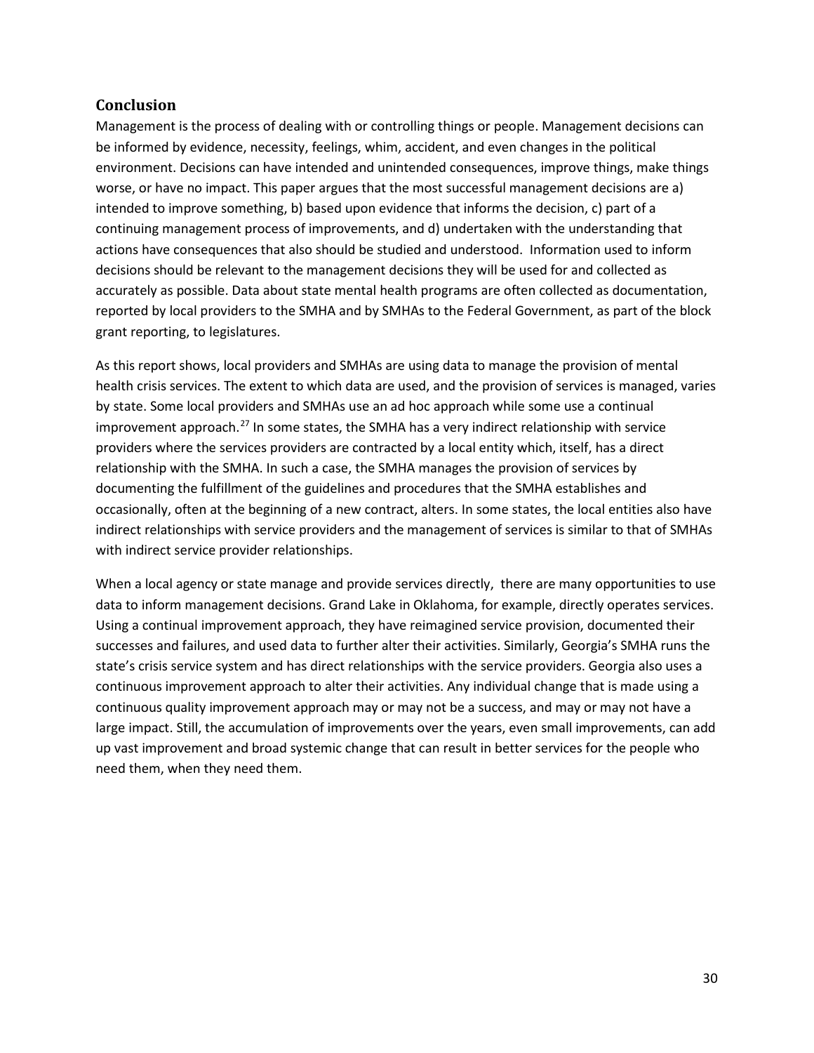## Conclusion

Management is the process of dealing with or controlling things or people. Management decisions can be informed by evidence, necessity, feelings, whim, accident, and even changes in the political environment. Decisions can have intended and unintended consequences, improve things, make things worse, or have no impact. This paper argues that the most successful management decisions are a) intended to improve something, b) based upon evidence that informs the decision, c) part of a continuing management process of improvements, and d) undertaken with the understanding that actions have consequences that also should be studied and understood. Information used to inform decisions should be relevant to the management decisions they will be used for and collected as accurately as possible. Data about state mental health programs are often collected as documentation, reported by local providers to the SMHA and by SMHAs to the Federal Government, as part of the block grant reporting, to legislatures.

As this report shows, local providers and SMHAs are using data to manage the provision of mental health crisis services. The extent to which data are used, and the provision of services is managed, varies by state. Some local providers and SMHAs use an ad hoc approach while some use a continual improvement approach.[27] In some states, the SMHA has a very indirect relationship with service providers where the services providers are contracted by a local entity which, itself, has a direct relationship with the SMHA. In such a case, the SMHA manages the provision of services by documenting the fulfillment of the guidelines and procedures that the SMHA establishes and occasionally, often at the beginning of a new contract, alters. In some states, the local entities also have indirect relationships with service providers and the management of services is similar to that of SMHAs with indirect service provider relationships.

When a local agency or state manage and provide services directly, there are many opportunities to use data to inform management decisions. Grand Lake in Oklahoma, for example, directly operates services. Using a continual improvement approach, they have reimagined service provision, documented their successes and failures, and used data to further alter their activities. Similarly, Georgia's SMHA runs the state's crisis service system and has direct relationships with the service providers. Georgia also uses a continuous improvement approach to alter their activities. Any individual change that is made using a continuous quality improvement approach may or may not be a success, and may or may not have a large impact. Still, the accumulation of improvements over the years, even small improvements, can add up vast improvement and broad systemic change that can result in better services for the people who need them, when they need them.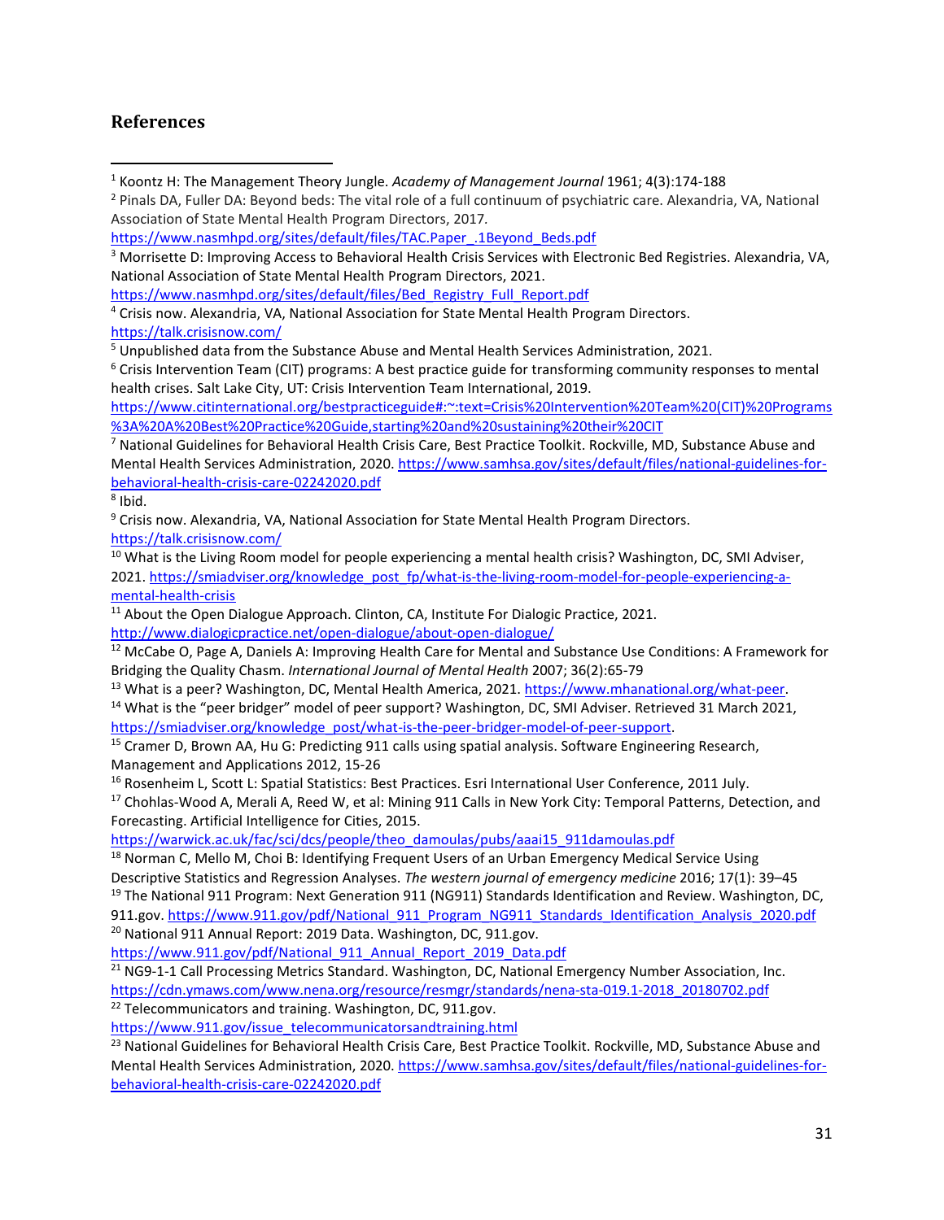## References

[1] Koontz H: The Management Theory Jungle. *Academy of Management Journal* 1961; 4(3):174-188

[2] Pinals DA, Fuller DA: Beyond beds: The vital role of a full continuum of psychiatric care. Alexandria, VA, National Association of State Mental Health Program Directors, 2017. https://www.nasmhpd.org/sites/default/files/TAC.Paper_.1Beyond_Beds.pdf

[3] Morrisette D: Improving Access to Behavioral Health Crisis Services with Electronic Bed Registries. Alexandria, VA, National Association of State Mental Health Program Directors, 2021. https://www.nasmhpd.org/sites/default/files/Bed_Registry_Full_Report.pdf

[4] Crisis now. Alexandria, VA, National Association for State Mental Health Program Directors. https://talk.crisisnow.com/

[5] Unpublished data from the Substance Abuse and Mental Health Services Administration, 2021.

[6] Crisis Intervention Team (CIT) programs: A best practice guide for transforming community responses to mental health crises. Salt Lake City, UT: Crisis Intervention Team International, 2019. https://www.citinternational.org/bestpracticeguide#:~:text=Crisis%20Intervention%20Team%20(CIT)%20Programs%3A%20A%20Best%20Practice%20Guide,starting%20and%20sustaining%20their%20CIT

[7] National Guidelines for Behavioral Health Crisis Care, Best Practice Toolkit. Rockville, MD, Substance Abuse and Mental Health Services Administration, 2020. https://www.samhsa.gov/sites/default/files/national-guidelines-for-behavioral-health-crisis-care-02242020.pdf

[8] Ibid.

[9] Crisis now. Alexandria, VA, National Association for State Mental Health Program Directors. https://talk.crisisnow.com/

[10] What is the Living Room model for people experiencing a mental health crisis? Washington, DC, SMI Adviser, 2021. https://smiadviser.org/knowledge_post_fp/what-is-the-living-room-model-for-people-experiencing-a-mental-health-crisis

[11] About the Open Dialogue Approach. Clinton, CA, Institute For Dialogic Practice, 2021. http://www.dialogicpractice.net/open-dialogue/about-open-dialogue/

[12] McCabe O, Page A, Daniels A: Improving Health Care for Mental and Substance Use Conditions: A Framework for Bridging the Quality Chasm. *International Journal of Mental Health* 2007; 36(2):65-79

[13] What is a peer? Washington, DC, Mental Health America, 2021. https://www.mhanational.org/what-peer.

[14] What is the "peer bridger" model of peer support? Washington, DC, SMI Adviser. Retrieved 31 March 2021, https://smiadviser.org/knowledge_post/what-is-the-peer-bridger-model-of-peer-support.

[15] Cramer D, Brown AA, Hu G: Predicting 911 calls using spatial analysis. Software Engineering Research, Management and Applications 2012, 15-26

[16] Rosenheim L, Scott L: Spatial Statistics: Best Practices. Esri International User Conference, 2011 July.

[17] Chohlas-Wood A, Merali A, Reed W, et al: Mining 911 Calls in New York City: Temporal Patterns, Detection, and Forecasting. Artificial Intelligence for Cities, 2015. https://warwick.ac.uk/fac/sci/dcs/people/theo_damoulas/pubs/aaai15_911damoulas.pdf

[18] Norman C, Mello M, Choi B: Identifying Frequent Users of an Urban Emergency Medical Service Using Descriptive Statistics and Regression Analyses. *The western journal of emergency medicine* 2016; 17(1): 39–45

[19] The National 911 Program: Next Generation 911 (NG911) Standards Identification and Review. Washington, DC, 911.gov. https://www.911.gov/pdf/National_911_Program_NG911_Standards_Identification_Analysis_2020.pdf

[20] National 911 Annual Report: 2019 Data. Washington, DC, 911.gov. https://www.911.gov/pdf/National_911_Annual_Report_2019_Data.pdf

[21] NG9-1-1 Call Processing Metrics Standard. Washington, DC, National Emergency Number Association, Inc. https://cdn.ymaws.com/www.nena.org/resource/resmgr/standards/nena-sta-019.1-2018_20180702.pdf

[22] Telecommunicators and training. Washington, DC, 911.gov. https://www.911.gov/issue_telecommunicatorsandtraining.html

[23] National Guidelines for Behavioral Health Crisis Care, Best Practice Toolkit. Rockville, MD, Substance Abuse and Mental Health Services Administration, 2020. https://www.samhsa.gov/sites/default/files/national-guidelines-for-behavioral-health-crisis-care-02242020.pdf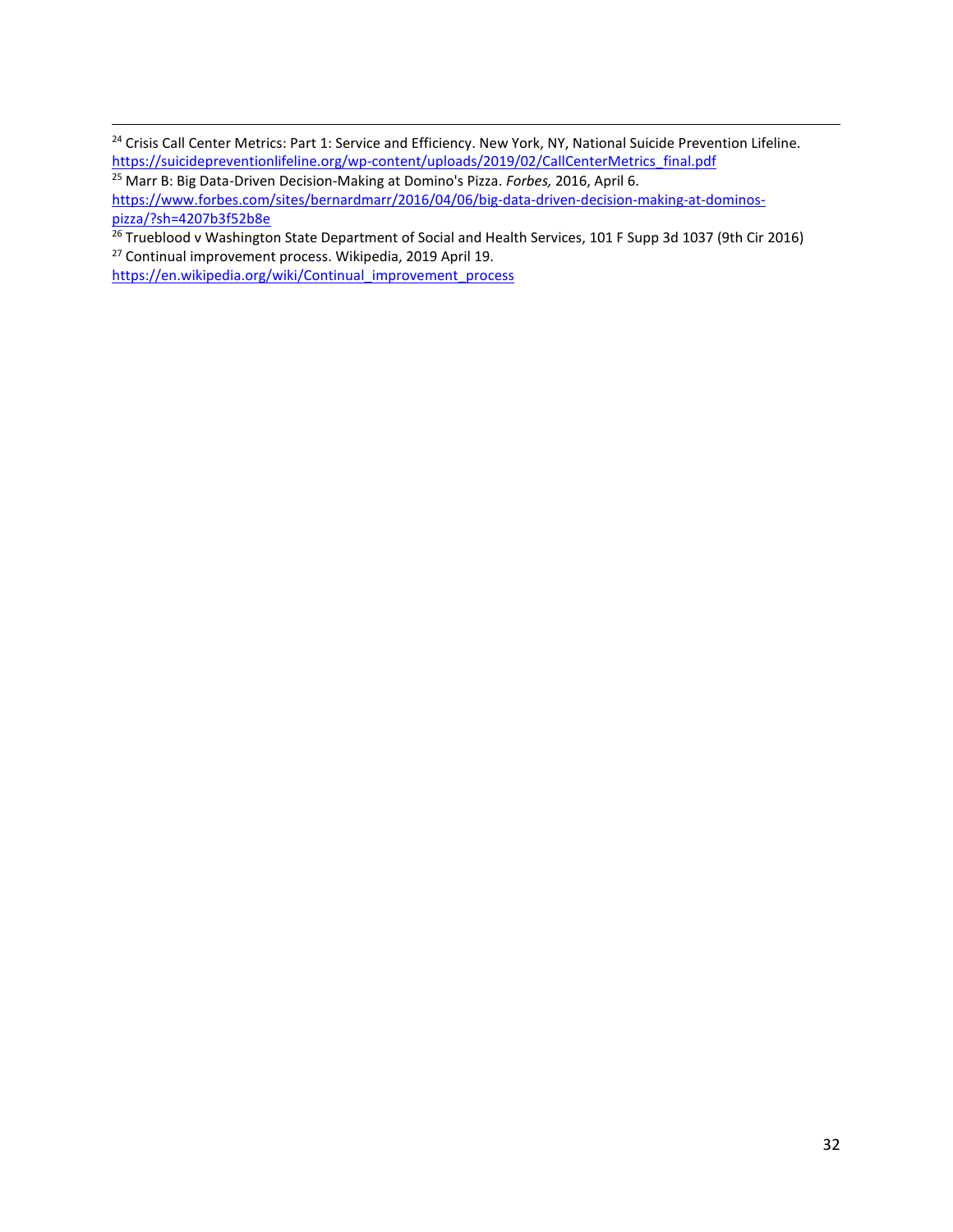[24] Crisis Call Center Metrics: Part 1: Service and Efficiency. New York, NY, National Suicide Prevention Lifeline. https://suicidepreventionlifeline.org/wp-content/uploads/2019/02/CallCenterMetrics_final.pdf

[25] Marr B: Big Data-Driven Decision-Making at Domino's Pizza. *Forbes,* 2016, April 6. https://www.forbes.com/sites/bernardmarr/2016/04/06/big-data-driven-decision-making-at-dominos-pizza/?sh=4207b3f52b8e

[26] Trueblood v Washington State Department of Social and Health Services, 101 F Supp 3d 1037 (9th Cir 2016)

[27] Continual improvement process. Wikipedia, 2019 April 19. https://en.wikipedia.org/wiki/Continual_improvement_process